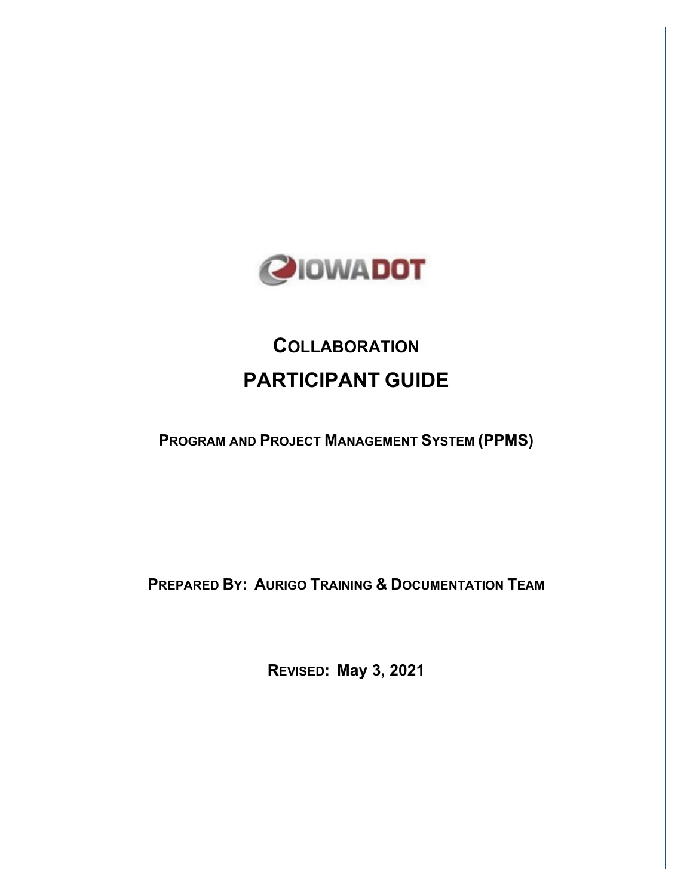IOWADOT

# COLLABORATION

# PARTICIPANT GUIDE

**PROGRAM AND PROJECT MANAGEMENT SYSTEM (PPMS)**

**PREPARED BY: AURIGO TRAINING & DOCUMENTATION TEAM**

**REVISED: May 3, 2021**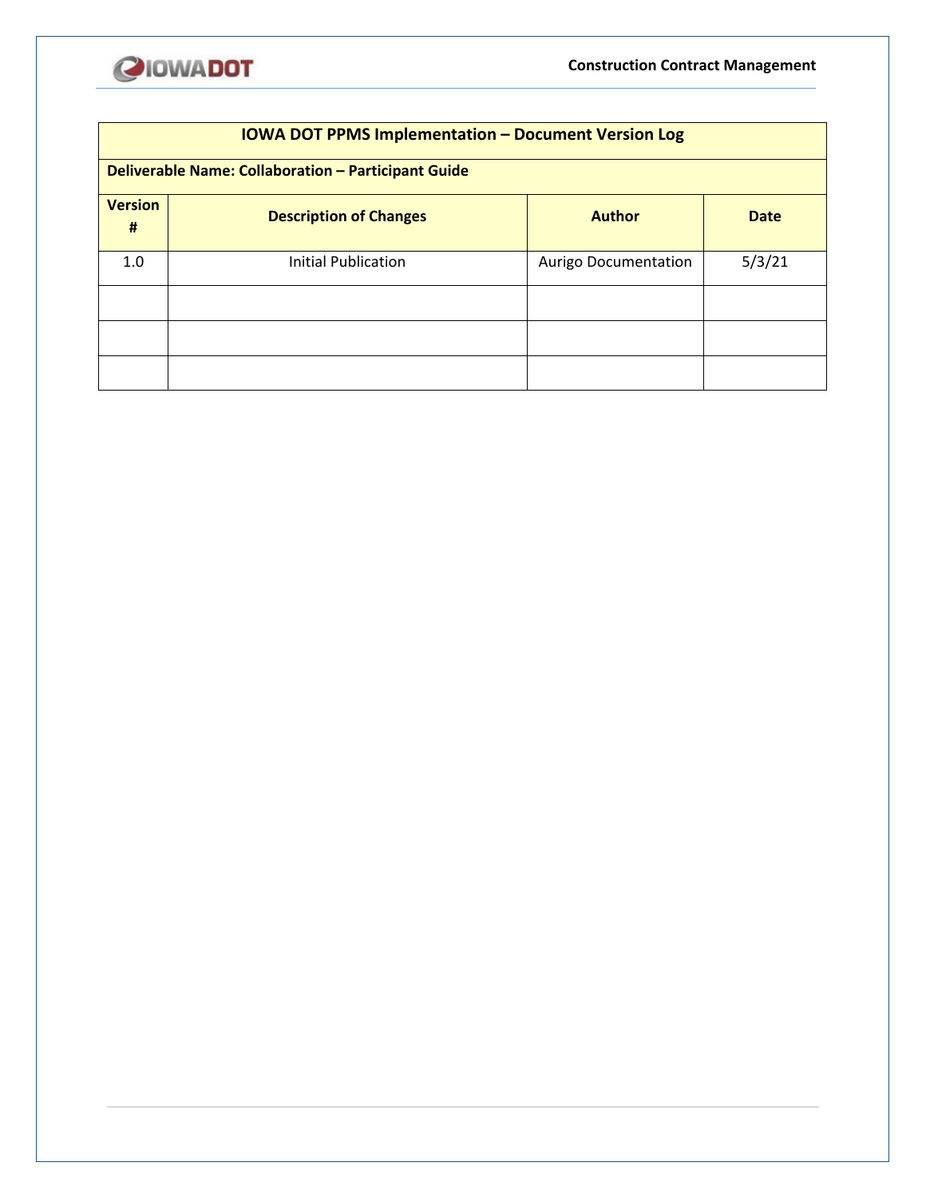| IOWA DOT PPMS Implementation – Document Version Log | | | |
|---|---|---|---|
| **Deliverable Name: Collaboration – Participant Guide** | | | |
| **Version #** | **Description of Changes** | **Author** | **Date** |
| 1.0 | Initial Publication | Aurigo Documentation | 5/3/21 |
| | | | |
| | | | |
| | | | |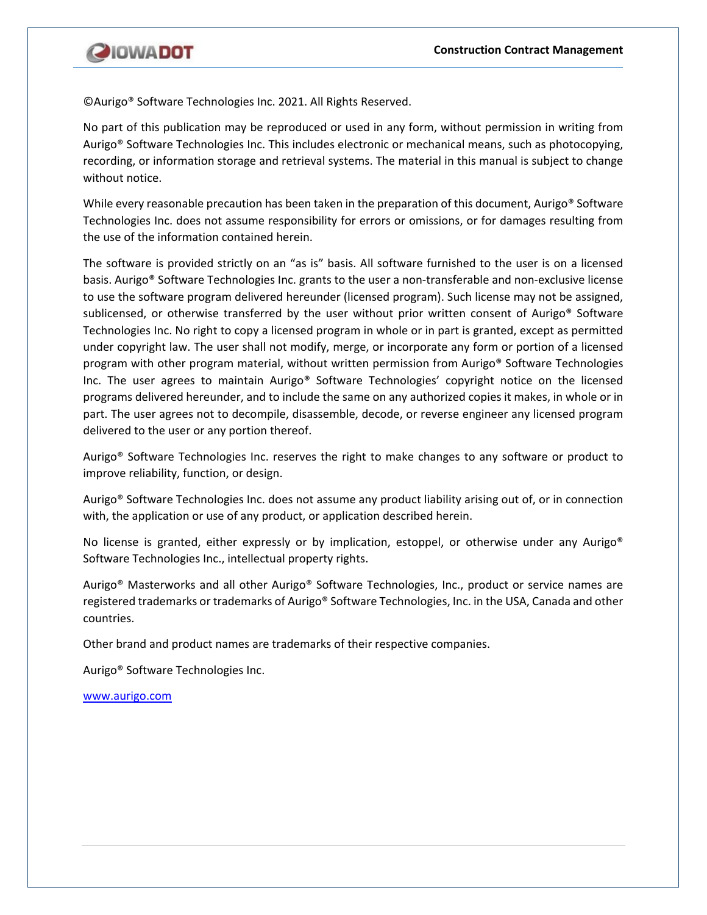©Aurigo® Software Technologies Inc. 2021. All Rights Reserved.

No part of this publication may be reproduced or used in any form, without permission in writing from Aurigo® Software Technologies Inc. This includes electronic or mechanical means, such as photocopying, recording, or information storage and retrieval systems. The material in this manual is subject to change without notice.

While every reasonable precaution has been taken in the preparation of this document, Aurigo® Software Technologies Inc. does not assume responsibility for errors or omissions, or for damages resulting from the use of the information contained herein.

The software is provided strictly on an "as is" basis. All software furnished to the user is on a licensed basis. Aurigo® Software Technologies Inc. grants to the user a non-transferable and non-exclusive license to use the software program delivered hereunder (licensed program). Such license may not be assigned, sublicensed, or otherwise transferred by the user without prior written consent of Aurigo® Software Technologies Inc. No right to copy a licensed program in whole or in part is granted, except as permitted under copyright law. The user shall not modify, merge, or incorporate any form or portion of a licensed program with other program material, without written permission from Aurigo® Software Technologies Inc. The user agrees to maintain Aurigo® Software Technologies' copyright notice on the licensed programs delivered hereunder, and to include the same on any authorized copies it makes, in whole or in part. The user agrees not to decompile, disassemble, decode, or reverse engineer any licensed program delivered to the user or any portion thereof.

Aurigo® Software Technologies Inc. reserves the right to make changes to any software or product to improve reliability, function, or design.

Aurigo® Software Technologies Inc. does not assume any product liability arising out of, or in connection with, the application or use of any product, or application described herein.

No license is granted, either expressly or by implication, estoppel, or otherwise under any Aurigo® Software Technologies Inc., intellectual property rights.

Aurigo® Masterworks and all other Aurigo® Software Technologies, Inc., product or service names are registered trademarks or trademarks of Aurigo® Software Technologies, Inc. in the USA, Canada and other countries.

Other brand and product names are trademarks of their respective companies.

Aurigo® Software Technologies Inc.

www.aurigo.com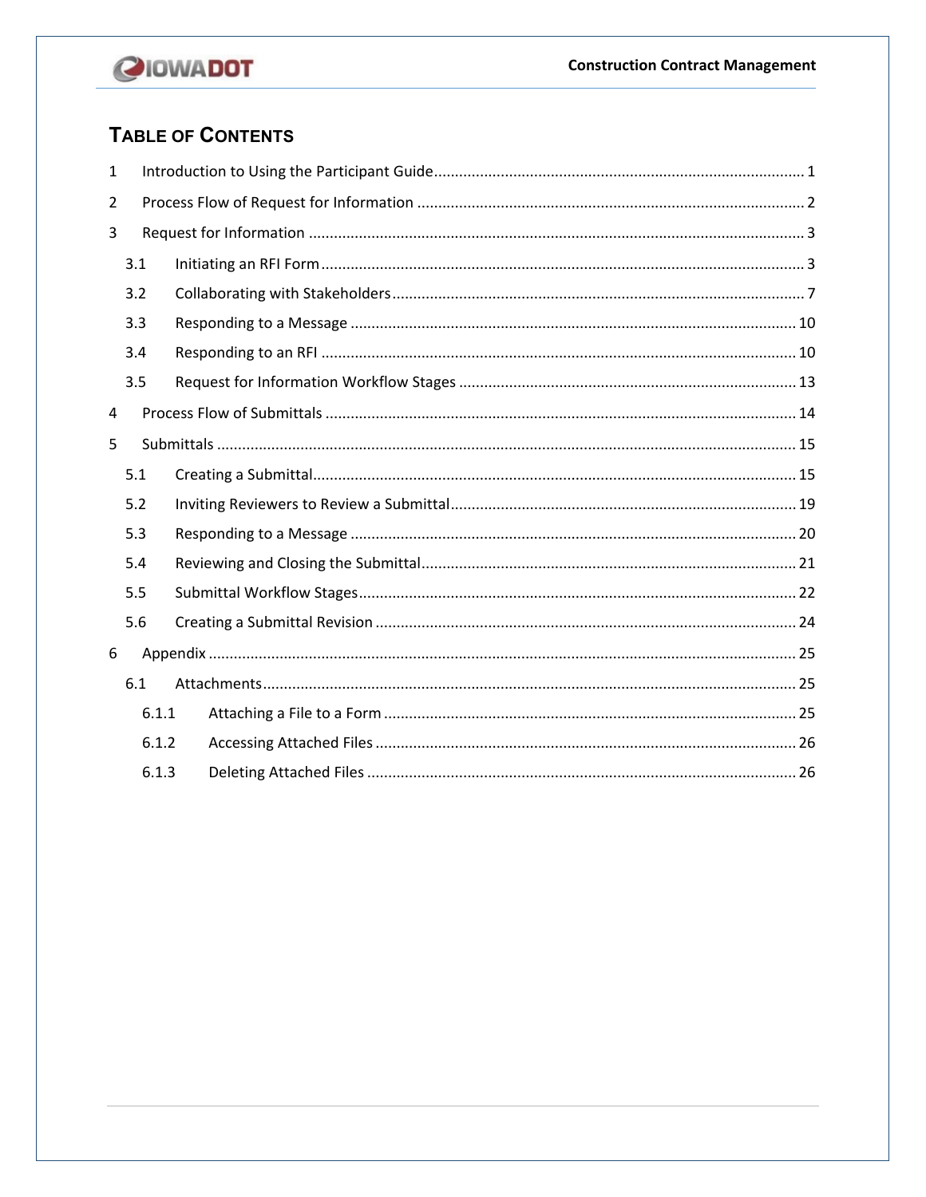## Table of Contents

1 Introduction to Using the Participant Guide ........................................................................................ 1

2 Process Flow of Request for Information ............................................................................................ 2

3 Request for Information ...................................................................................................................... 3

- 3.1 Initiating an RFI Form ................................................................................................................... 3
- 3.2 Collaborating with Stakeholders .................................................................................................. 7
- 3.3 Responding to a Message .......................................................................................................... 10
- 3.4 Responding to an RFI ................................................................................................................. 10
- 3.5 Request for Information Workflow Stages ................................................................................. 13

4 Process Flow of Submittals ................................................................................................................ 14

5 Submittals .......................................................................................................................................... 15

- 5.1 Creating a Submittal................................................................................................................... 15
- 5.2 Inviting Reviewers to Review a Submittal .................................................................................. 19
- 5.3 Responding to a Message .......................................................................................................... 20
- 5.4 Reviewing and Closing the Submittal ......................................................................................... 21
- 5.5 Submittal Workflow Stages ........................................................................................................ 22
- 5.6 Creating a Submittal Revision .................................................................................................... 24

6 Appendix ............................................................................................................................................ 25

- 6.1 Attachments ............................................................................................................................... 25
  - 6.1.1 Attaching a File to a Form .................................................................................................. 25
  - 6.1.2 Accessing Attached Files .................................................................................................... 26
  - 6.1.3 Deleting Attached Files ...................................................................................................... 26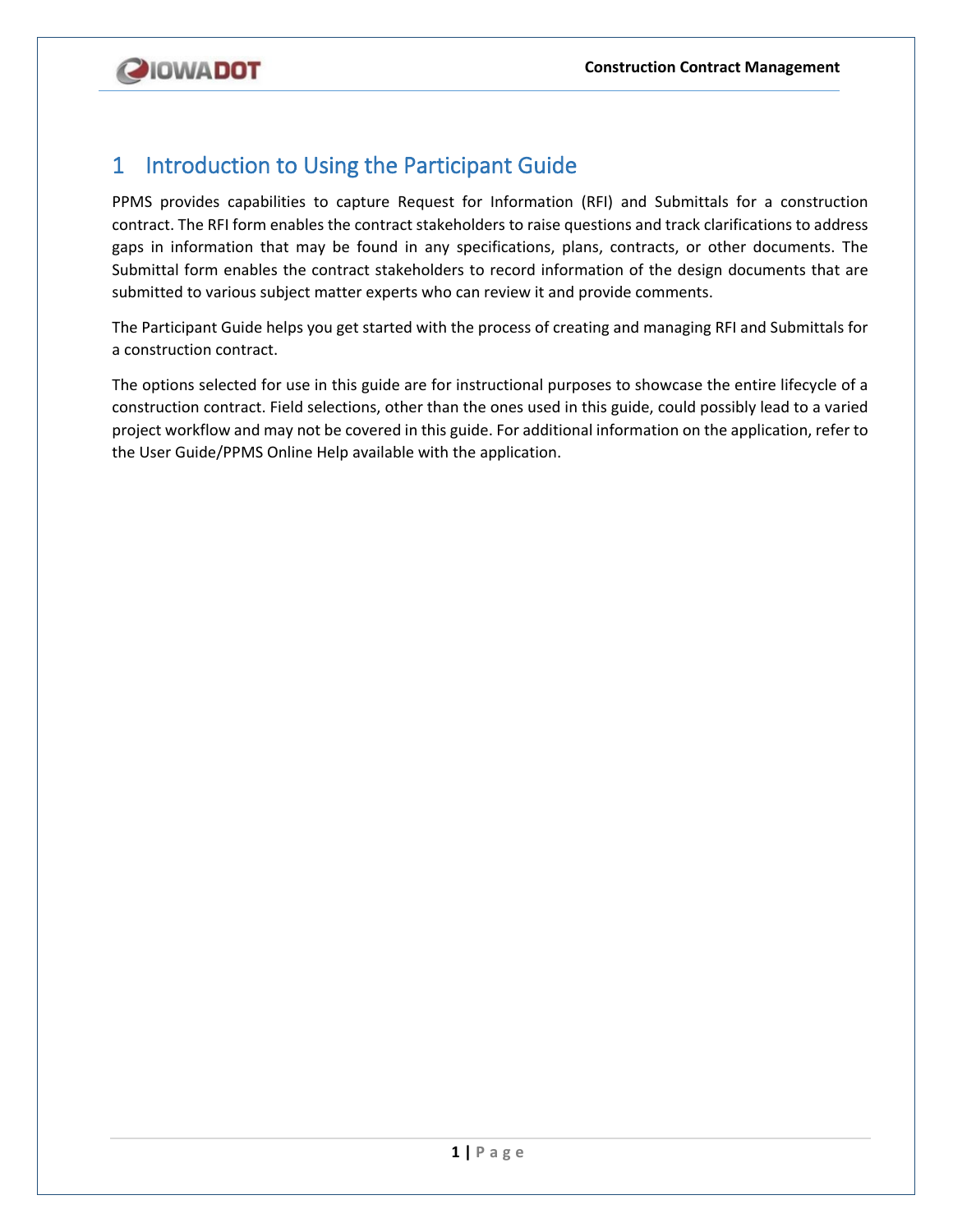# 1 Introduction to Using the Participant Guide

PPMS provides capabilities to capture Request for Information (RFI) and Submittals for a construction contract. The RFI form enables the contract stakeholders to raise questions and track clarifications to address gaps in information that may be found in any specifications, plans, contracts, or other documents. The Submittal form enables the contract stakeholders to record information of the design documents that are submitted to various subject matter experts who can review it and provide comments.

The Participant Guide helps you get started with the process of creating and managing RFI and Submittals for a construction contract.

The options selected for use in this guide are for instructional purposes to showcase the entire lifecycle of a construction contract. Field selections, other than the ones used in this guide, could possibly lead to a varied project workflow and may not be covered in this guide. For additional information on the application, refer to the User Guide/PPMS Online Help available with the application.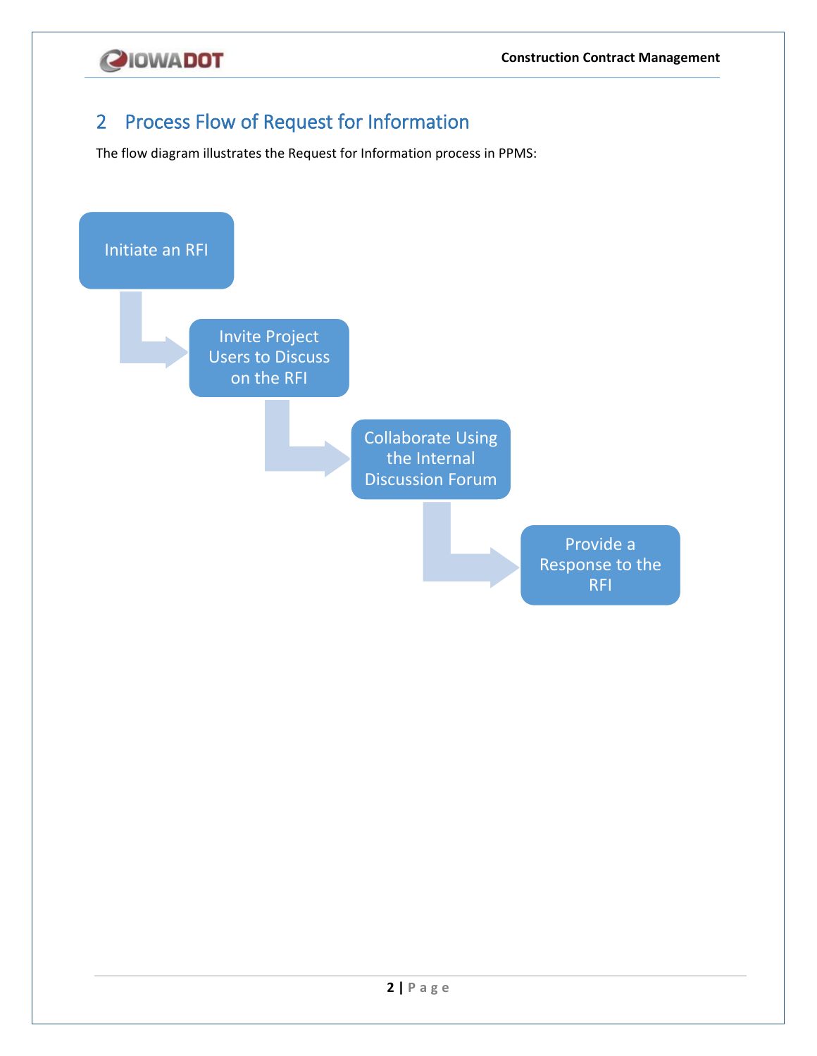## 2 Process Flow of Request for Information

The flow diagram illustrates the Request for Information process in PPMS:

Initiate an RFI

Invite Project Users to Discuss on the RFI

Collaborate Using the Internal Discussion Forum

Provide a Response to the RFI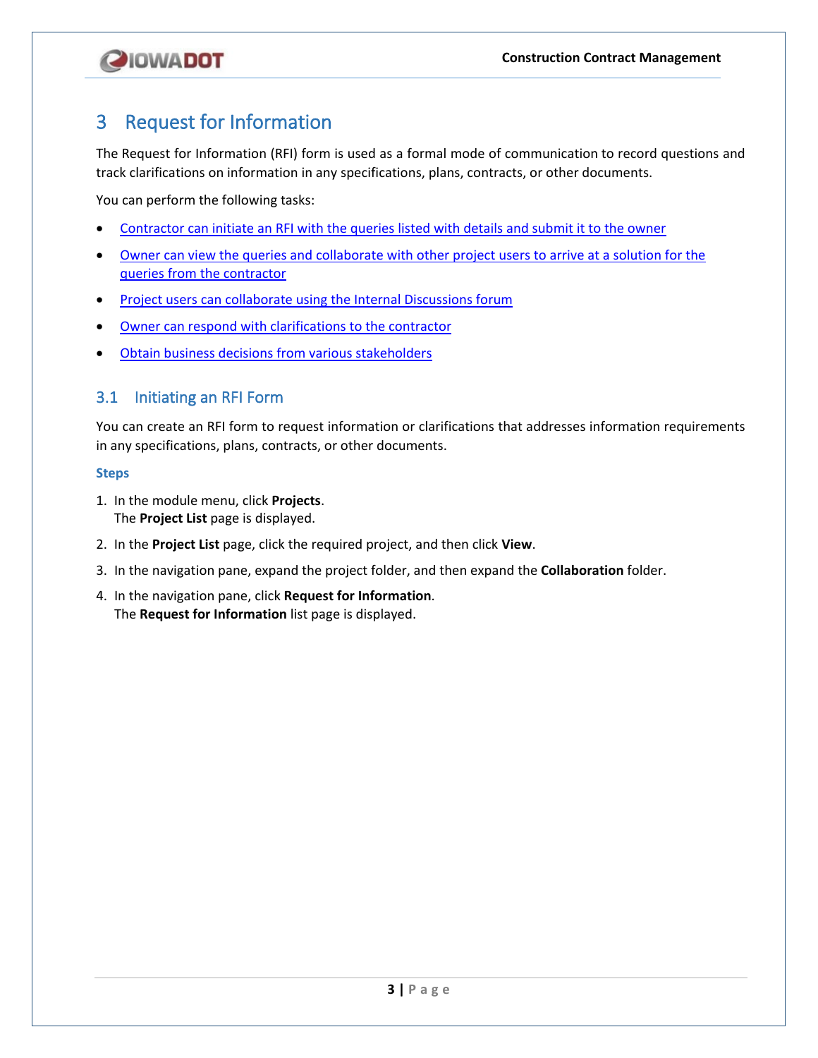# 3 Request for Information

The Request for Information (RFI) form is used as a formal mode of communication to record questions and track clarifications on information in any specifications, plans, contracts, or other documents.

You can perform the following tasks:

- Contractor can initiate an RFI with the queries listed with details and submit it to the owner
- Owner can view the queries and collaborate with other project users to arrive at a solution for the queries from the contractor
- Project users can collaborate using the Internal Discussions forum
- Owner can respond with clarifications to the contractor
- Obtain business decisions from various stakeholders

## 3.1 Initiating an RFI Form

You can create an RFI form to request information or clarifications that addresses information requirements in any specifications, plans, contracts, or other documents.

### Steps

1. In the module menu, click **Projects**.
   The **Project List** page is displayed.
2. In the **Project List** page, click the required project, and then click **View**.
3. In the navigation pane, expand the project folder, and then expand the **Collaboration** folder.
4. In the navigation pane, click **Request for Information**.
   The **Request for Information** list page is displayed.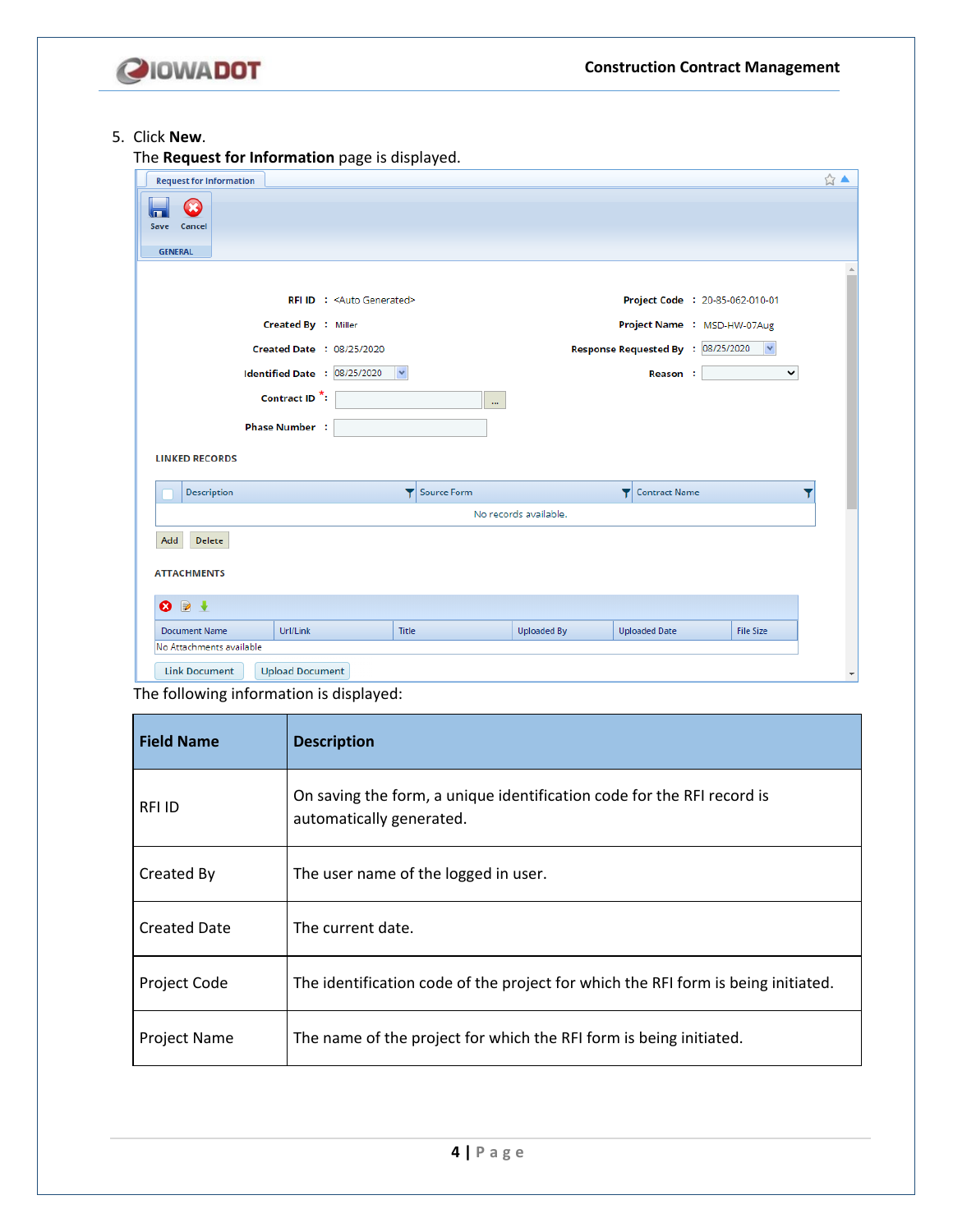5. Click **New**.
   The **Request for Information** page is displayed.

   The following information is displayed:

| Field Name | Description |
|---|---|
| RFI ID | On saving the form, a unique identification code for the RFI record is automatically generated. |
| Created By | The user name of the logged in user. |
| Created Date | The current date. |
| Project Code | The identification code of the project for which the RFI form is being initiated. |
| Project Name | The name of the project for which the RFI form is being initiated. |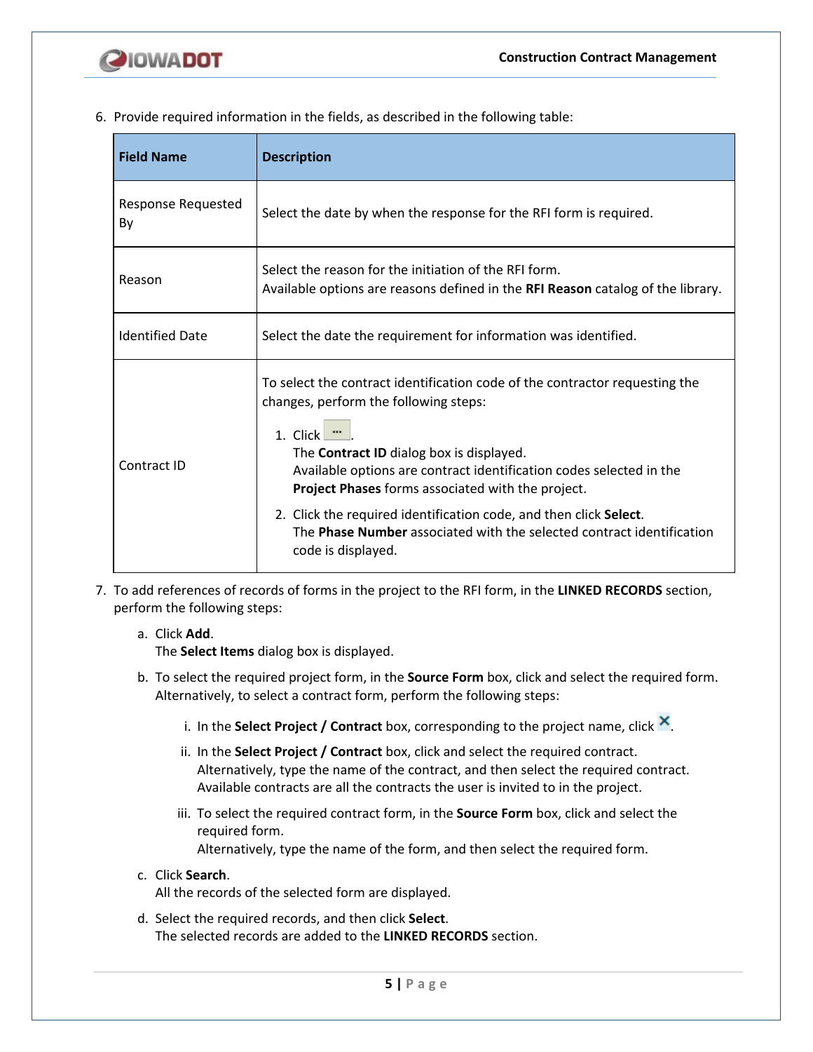6. Provide required information in the fields, as described in the following table:

| Field Name | Description |
|---|---|
| Response Requested By | Select the date by when the response for the RFI form is required. |
| Reason | Select the reason for the initiation of the RFI form.<br>Available options are reasons defined in the **RFI Reason** catalog of the library. |
| Identified Date | Select the date the requirement for information was identified. |
| Contract ID | To select the contract identification code of the contractor requesting the changes, perform the following steps:<br>1. Click [...].<br>The **Contract ID** dialog box is displayed.<br>Available options are contract identification codes selected in the **Project Phases** forms associated with the project.<br>2. Click the required identification code, and then click **Select**.<br>The **Phase Number** associated with the selected contract identification code is displayed. |

7. To add references of records of forms in the project to the RFI form, in the **LINKED RECORDS** section, perform the following steps:

   a. Click **Add**.
      The **Select Items** dialog box is displayed.

   b. To select the required project form, in the **Source Form** box, click and select the required form.
      Alternatively, to select a contract form, perform the following steps:

      i. In the **Select Project / Contract** box, corresponding to the project name, click ✕.

      ii. In the **Select Project / Contract** box, click and select the required contract.
          Alternatively, type the name of the contract, and then select the required contract.
          Available contracts are all the contracts the user is invited to in the project.

      iii. To select the required contract form, in the **Source Form** box, click and select the required form.
           Alternatively, type the name of the form, and then select the required form.

   c. Click **Search**.
      All the records of the selected form are displayed.

   d. Select the required records, and then click **Select**.
      The selected records are added to the **LINKED RECORDS** section.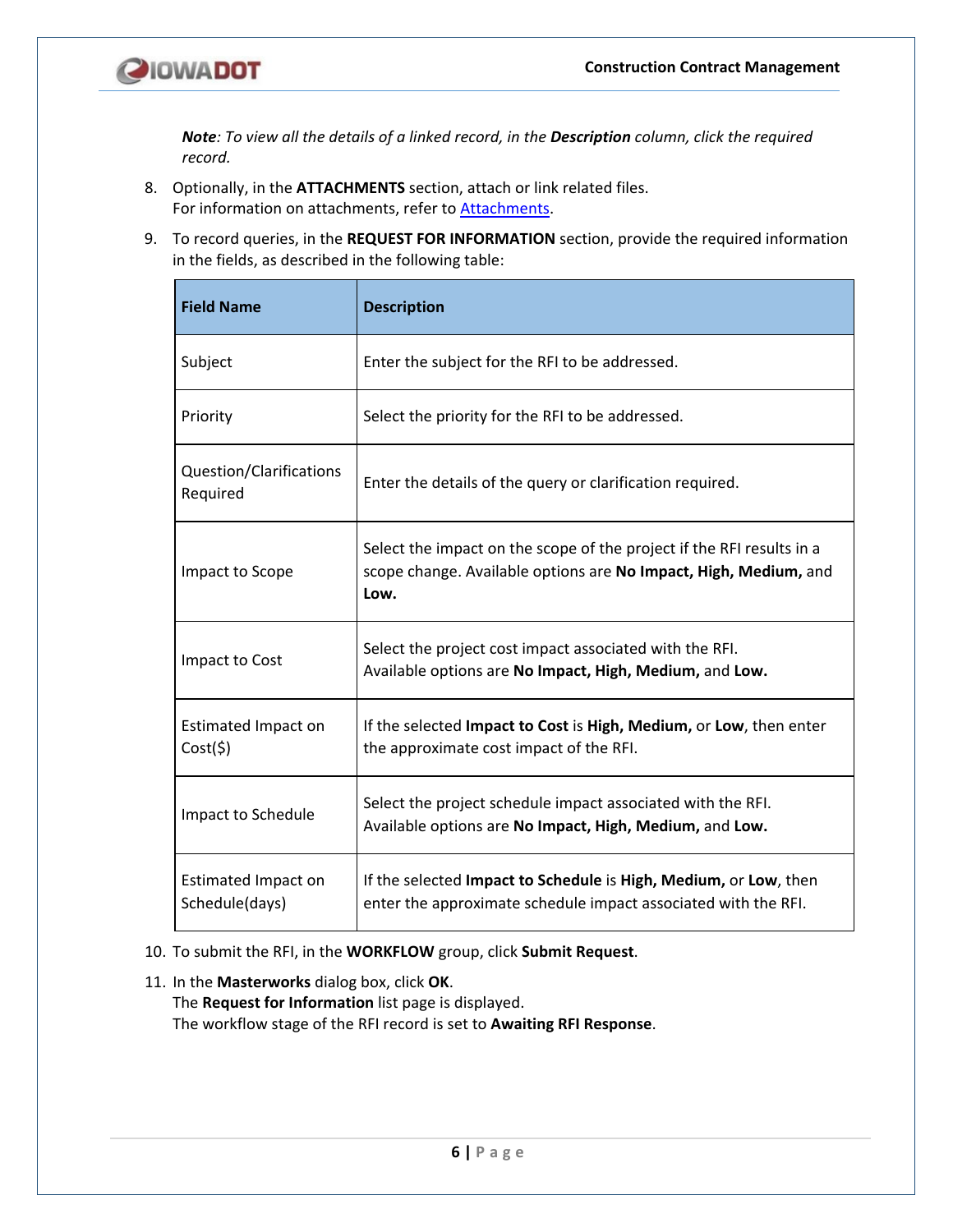*__Note__: To view all the details of a linked record, in the __Description__ column, click the required record.*

8. Optionally, in the **ATTACHMENTS** section, attach or link related files.
   For information on attachments, refer to Attachments.
9. To record queries, in the **REQUEST FOR INFORMATION** section, provide the required information in the fields, as described in the following table:

| Field Name | Description |
|---|---|
| Subject | Enter the subject for the RFI to be addressed. |
| Priority | Select the priority for the RFI to be addressed. |
| Question/Clarifications Required | Enter the details of the query or clarification required. |
| Impact to Scope | Select the impact on the scope of the project if the RFI results in a scope change. Available options are **No Impact, High, Medium,** and **Low.** |
| Impact to Cost | Select the project cost impact associated with the RFI. Available options are **No Impact, High, Medium,** and **Low.** |
| Estimated Impact on Cost($) | If the selected **Impact to Cost** is **High, Medium,** or **Low**, then enter the approximate cost impact of the RFI. |
| Impact to Schedule | Select the project schedule impact associated with the RFI. Available options are **No Impact, High, Medium,** and **Low.** |
| Estimated Impact on Schedule(days) | If the selected **Impact to Schedule** is **High, Medium,** or **Low**, then enter the approximate schedule impact associated with the RFI. |

10. To submit the RFI, in the **WORKFLOW** group, click **Submit Request**.
11. In the **Masterworks** dialog box, click **OK**.
    The **Request for Information** list page is displayed.
    The workflow stage of the RFI record is set to **Awaiting RFI Response**.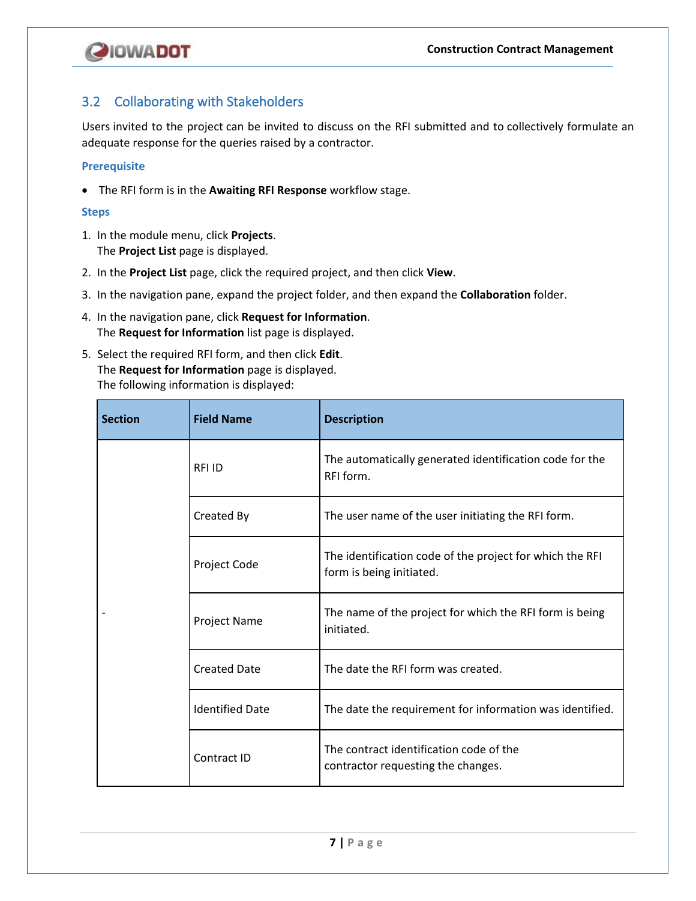## 3.2 Collaborating with Stakeholders

Users invited to the project can be invited to discuss on the RFI submitted and to collectively formulate an adequate response for the queries raised by a contractor.

### Prerequisite

- The RFI form is in the **Awaiting RFI Response** workflow stage.

### Steps

1. In the module menu, click **Projects**.
   The **Project List** page is displayed.
2. In the **Project List** page, click the required project, and then click **View**.
3. In the navigation pane, expand the project folder, and then expand the **Collaboration** folder.
4. In the navigation pane, click **Request for Information**.
   The **Request for Information** list page is displayed.
5. Select the required RFI form, and then click **Edit**.
   The **Request for Information** page is displayed.
   The following information is displayed:

| Section | Field Name | Description |
|---|---|---|
| - | RFI ID | The automatically generated identification code for the RFI form. |
| | Created By | The user name of the user initiating the RFI form. |
| | Project Code | The identification code of the project for which the RFI form is being initiated. |
| | Project Name | The name of the project for which the RFI form is being initiated. |
| | Created Date | The date the RFI form was created. |
| | Identified Date | The date the requirement for information was identified. |
| | Contract ID | The contract identification code of the contractor requesting the changes. |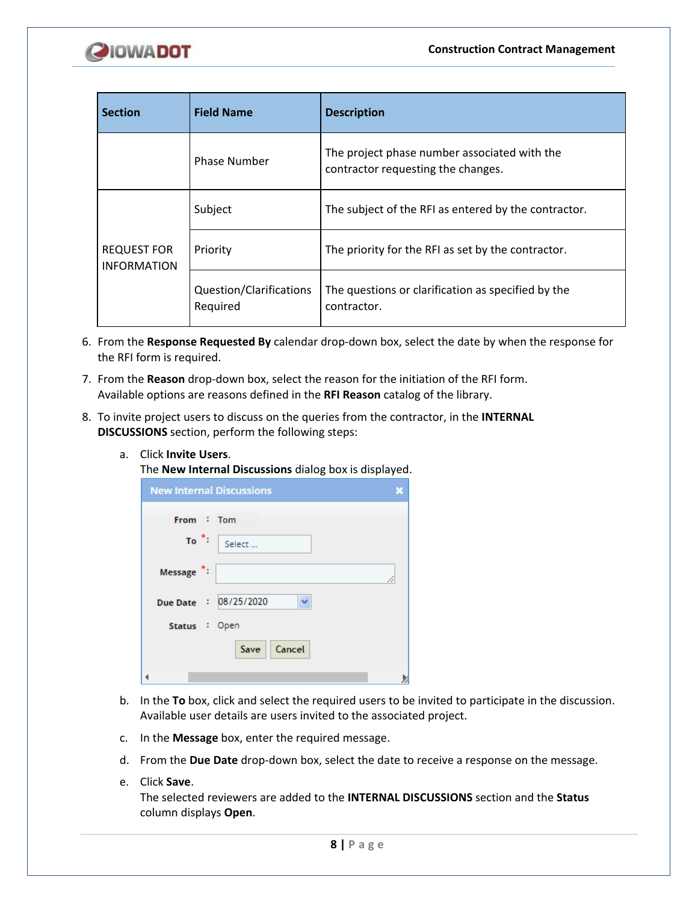| Section | Field Name | Description |
|---|---|---|
| | Phase Number | The project phase number associated with the contractor requesting the changes. |
| REQUEST FOR INFORMATION | Subject | The subject of the RFI as entered by the contractor. |
| | Priority | The priority for the RFI as set by the contractor. |
| | Question/Clarifications Required | The questions or clarification as specified by the contractor. |

6. From the **Response Requested By** calendar drop-down box, select the date by when the response for the RFI form is required.
7. From the **Reason** drop-down box, select the reason for the initiation of the RFI form. Available options are reasons defined in the **RFI Reason** catalog of the library.
8. To invite project users to discuss on the queries from the contractor, in the **INTERNAL DISCUSSIONS** section, perform the following steps:

   a. Click **Invite Users**.
   The **New Internal Discussions** dialog box is displayed.

   b. In the **To** box, click and select the required users to be invited to participate in the discussion. Available user details are users invited to the associated project.

   c. In the **Message** box, enter the required message.

   d. From the **Due Date** drop-down box, select the date to receive a response on the message.

   e. Click **Save**.
   The selected reviewers are added to the **INTERNAL DISCUSSIONS** section and the **Status** column displays **Open**.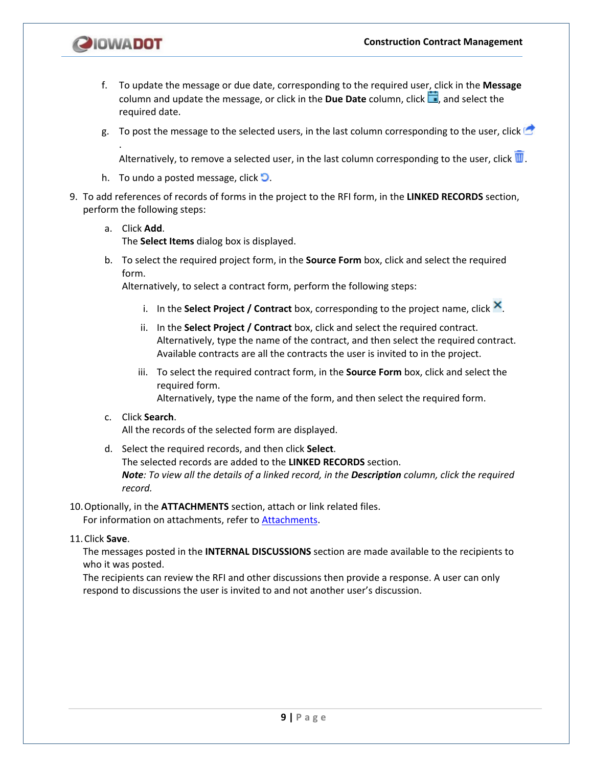f. To update the message or due date, corresponding to the required user, click in the **Message** column and update the message, or click in the **Due Date** column, click , and select the required date.

g. To post the message to the selected users, in the last column corresponding to the user, click .

   Alternatively, to remove a selected user, in the last column corresponding to the user, click .

h. To undo a posted message, click .

9. To add references of records of forms in the project to the RFI form, in the **LINKED RECORDS** section, perform the following steps:

   a. Click **Add**.
      The **Select Items** dialog box is displayed.

   b. To select the required project form, in the **Source Form** box, click and select the required form.
      Alternatively, to select a contract form, perform the following steps:

      i. In the **Select Project / Contract** box, corresponding to the project name, click .

      ii. In the **Select Project / Contract** box, click and select the required contract.
          Alternatively, type the name of the contract, and then select the required contract.
          Available contracts are all the contracts the user is invited to in the project.

      iii. To select the required contract form, in the **Source Form** box, click and select the required form.
           Alternatively, type the name of the form, and then select the required form.

   c. Click **Search**.
      All the records of the selected form are displayed.

   d. Select the required records, and then click **Select**.
      The selected records are added to the **LINKED RECORDS** section.
      ***Note***: *To view all the details of a linked record, in the* ***Description*** *column, click the required record.*

10. Optionally, in the **ATTACHMENTS** section, attach or link related files.
    For information on attachments, refer to Attachments.

11. Click **Save**.
    The messages posted in the **INTERNAL DISCUSSIONS** section are made available to the recipients to who it was posted.
    The recipients can review the RFI and other discussions then provide a response. A user can only respond to discussions the user is invited to and not another user's discussion.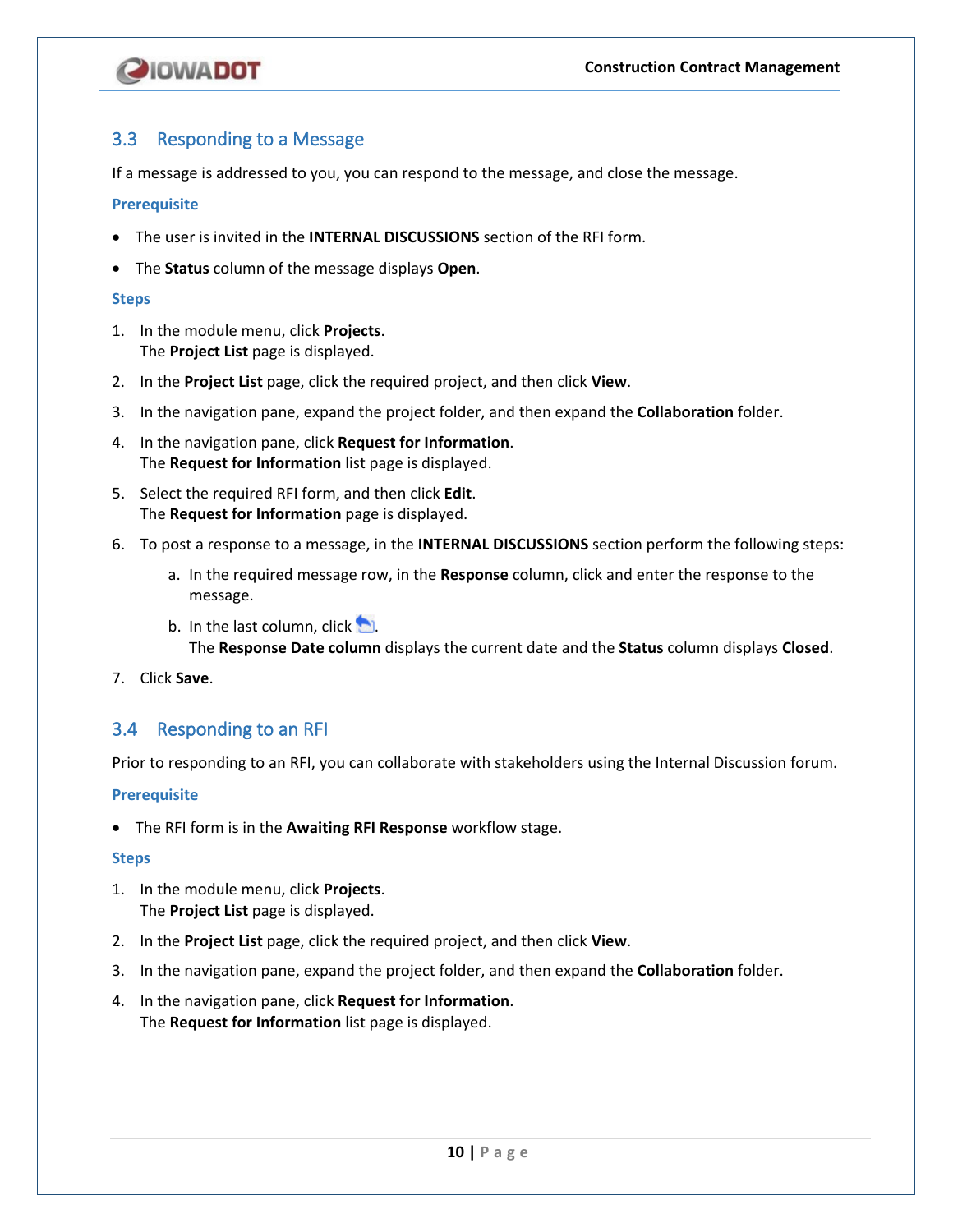## 3.3 Responding to a Message

If a message is addressed to you, you can respond to the message, and close the message.

### Prerequisite

- The user is invited in the **INTERNAL DISCUSSIONS** section of the RFI form.
- The **Status** column of the message displays **Open**.

### Steps

1. In the module menu, click **Projects**.
   The **Project List** page is displayed.
2. In the **Project List** page, click the required project, and then click **View**.
3. In the navigation pane, expand the project folder, and then expand the **Collaboration** folder.
4. In the navigation pane, click **Request for Information**.
   The **Request for Information** list page is displayed.
5. Select the required RFI form, and then click **Edit**.
   The **Request for Information** page is displayed.
6. To post a response to a message, in the **INTERNAL DISCUSSIONS** section perform the following steps:
   a. In the required message row, in the **Response** column, click and enter the response to the message.
   b. In the last column, click .
      The **Response Date column** displays the current date and the **Status** column displays **Closed**.
7. Click **Save**.

## 3.4 Responding to an RFI

Prior to responding to an RFI, you can collaborate with stakeholders using the Internal Discussion forum.

### Prerequisite

- The RFI form is in the **Awaiting RFI Response** workflow stage.

### Steps

1. In the module menu, click **Projects**.
   The **Project List** page is displayed.
2. In the **Project List** page, click the required project, and then click **View**.
3. In the navigation pane, expand the project folder, and then expand the **Collaboration** folder.
4. In the navigation pane, click **Request for Information**.
   The **Request for Information** list page is displayed.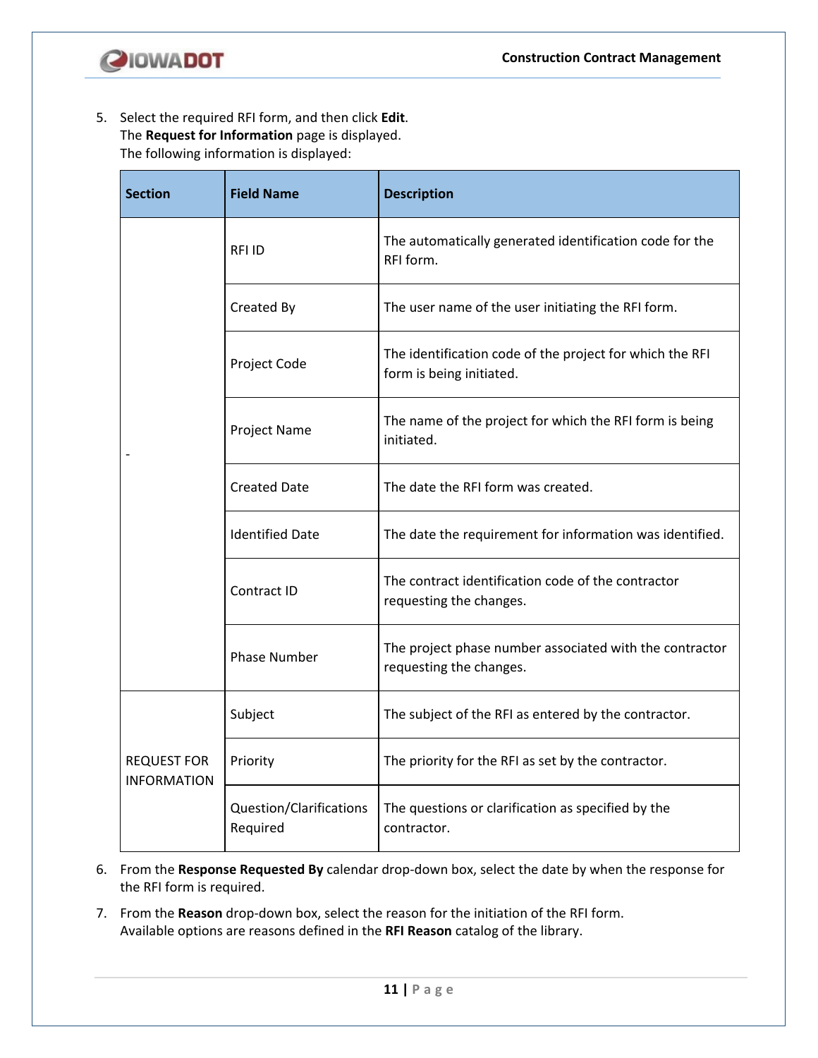5. Select the required RFI form, and then click **Edit**.
   The **Request for Information** page is displayed.
   The following information is displayed:

| Section | Field Name | Description |
|---|---|---|
| - | RFI ID | The automatically generated identification code for the RFI form. |
| | Created By | The user name of the user initiating the RFI form. |
| | Project Code | The identification code of the project for which the RFI form is being initiated. |
| | Project Name | The name of the project for which the RFI form is being initiated. |
| | Created Date | The date the RFI form was created. |
| | Identified Date | The date the requirement for information was identified. |
| | Contract ID | The contract identification code of the contractor requesting the changes. |
| | Phase Number | The project phase number associated with the contractor requesting the changes. |
| REQUEST FOR INFORMATION | Subject | The subject of the RFI as entered by the contractor. |
| | Priority | The priority for the RFI as set by the contractor. |
| | Question/Clarifications Required | The questions or clarification as specified by the contractor. |

6. From the **Response Requested By** calendar drop-down box, select the date by when the response for the RFI form is required.
7. From the **Reason** drop-down box, select the reason for the initiation of the RFI form.
   Available options are reasons defined in the **RFI Reason** catalog of the library.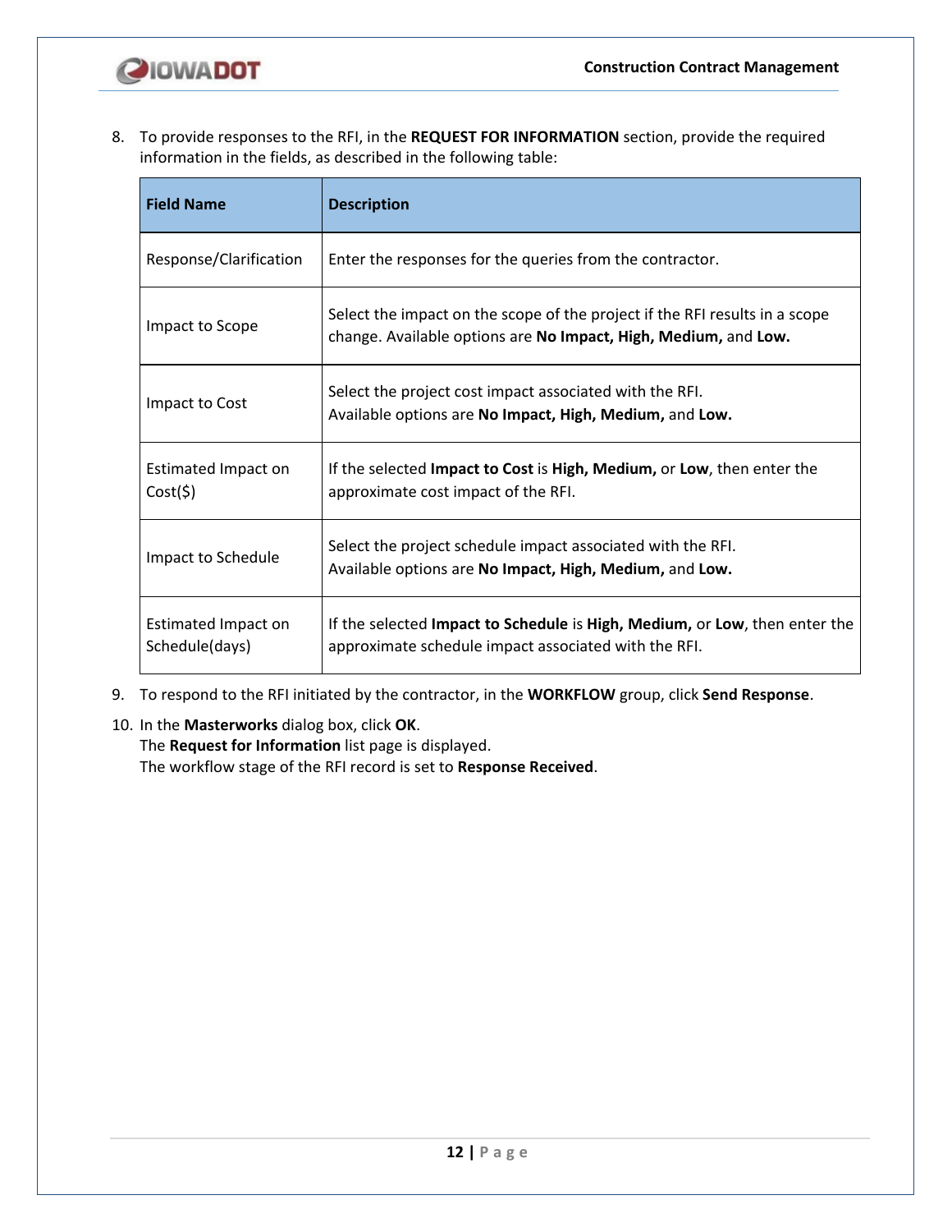8. To provide responses to the RFI, in the **REQUEST FOR INFORMATION** section, provide the required information in the fields, as described in the following table:

| Field Name | Description |
|---|---|
| Response/Clarification | Enter the responses for the queries from the contractor. |
| Impact to Scope | Select the impact on the scope of the project if the RFI results in a scope change. Available options are **No Impact, High, Medium,** and **Low.** |
| Impact to Cost | Select the project cost impact associated with the RFI. Available options are **No Impact, High, Medium,** and **Low.** |
| Estimated Impact on Cost($) | If the selected **Impact to Cost** is **High, Medium,** or **Low**, then enter the approximate cost impact of the RFI. |
| Impact to Schedule | Select the project schedule impact associated with the RFI. Available options are **No Impact, High, Medium,** and **Low.** |
| Estimated Impact on Schedule(days) | If the selected **Impact to Schedule** is **High, Medium,** or **Low**, then enter the approximate schedule impact associated with the RFI. |

9. To respond to the RFI initiated by the contractor, in the **WORKFLOW** group, click **Send Response**.
10. In the **Masterworks** dialog box, click **OK**.
    The **Request for Information** list page is displayed.
    The workflow stage of the RFI record is set to **Response Received**.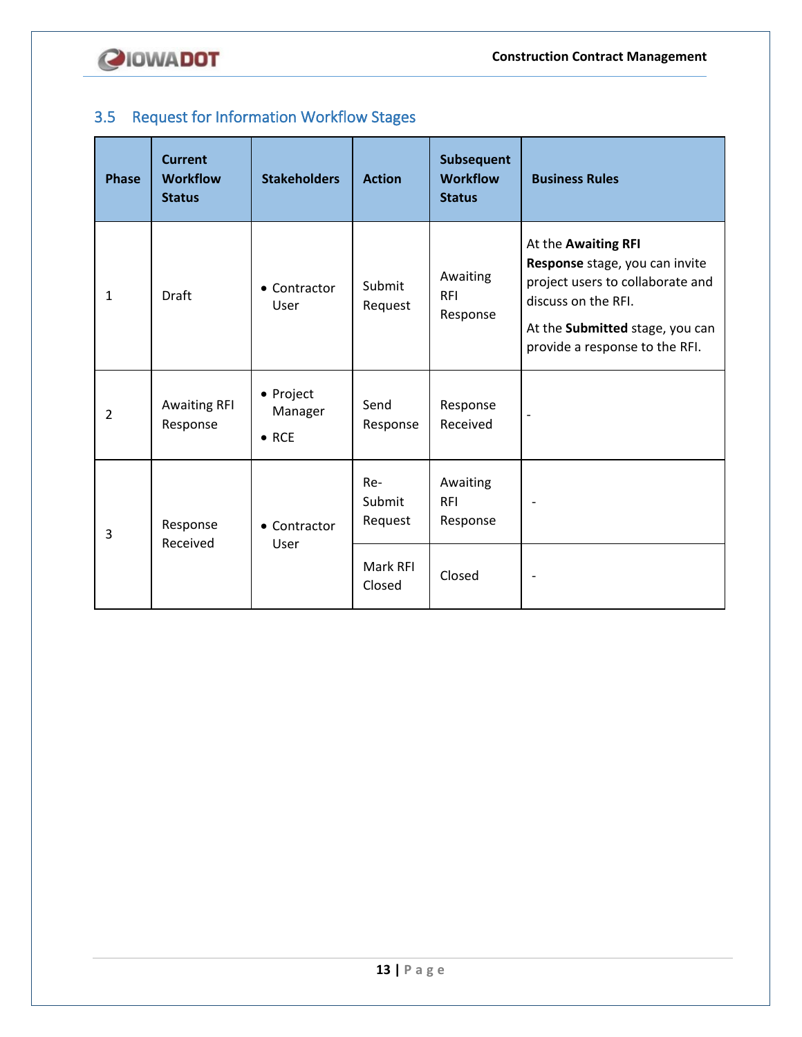## 3.5 Request for Information Workflow Stages

| Phase | Current Workflow Status | Stakeholders | Action | Subsequent Workflow Status | Business Rules |
|---|---|---|---|---|---|
| 1 | Draft | • Contractor User | Submit Request | Awaiting RFI Response | At the **Awaiting RFI Response** stage, you can invite project users to collaborate and discuss on the RFI.<br><br>At the **Submitted** stage, you can provide a response to the RFI. |
| 2 | Awaiting RFI Response | • Project Manager<br>• RCE | Send Response | Response Received | - |
| 3 | Response Received | • Contractor User | Re-Submit Request | Awaiting RFI Response | - |
| | | | Mark RFI Closed | Closed | - |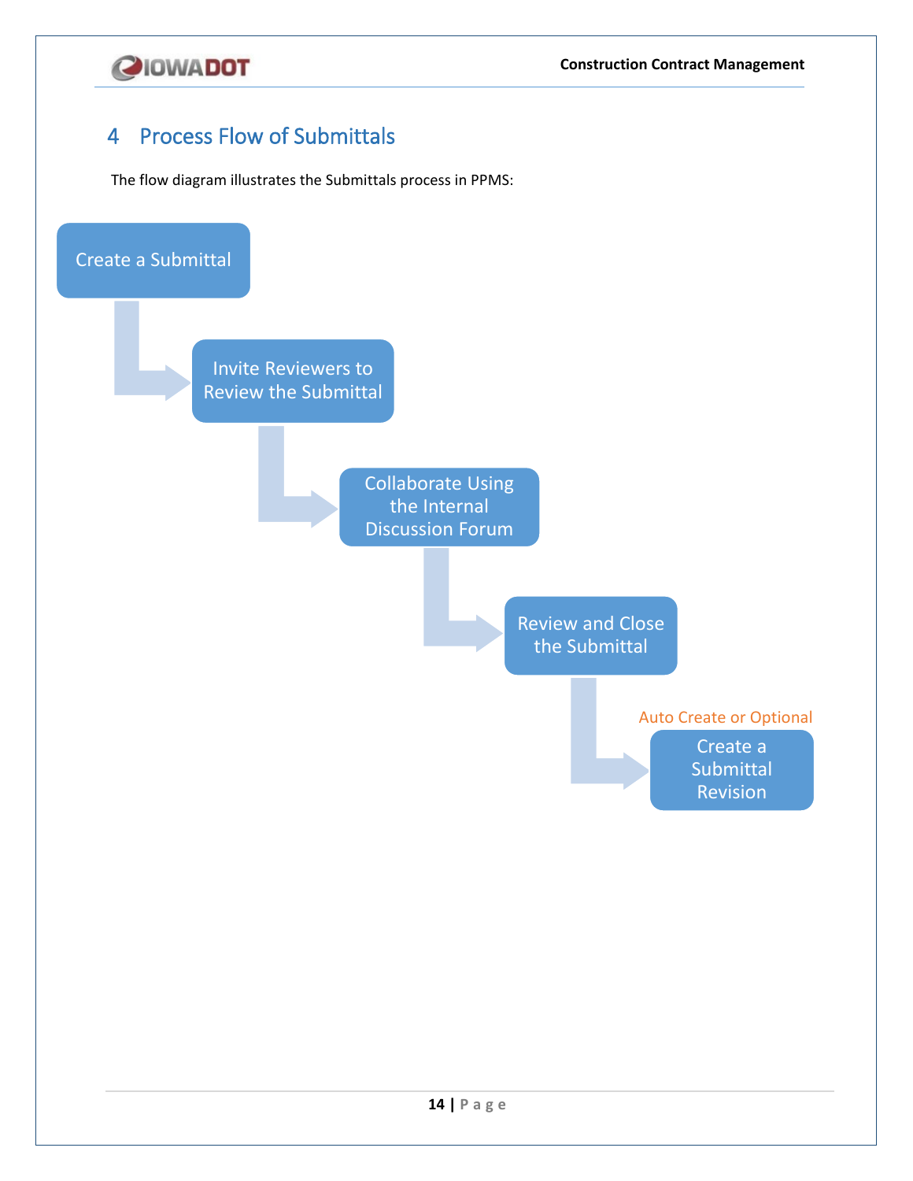# 4 Process Flow of Submittals

The flow diagram illustrates the Submittals process in PPMS:

Create a Submittal

Invite Reviewers to Review the Submittal

Collaborate Using the Internal Discussion Forum

Review and Close the Submittal

Auto Create or Optional

Create a Submittal Revision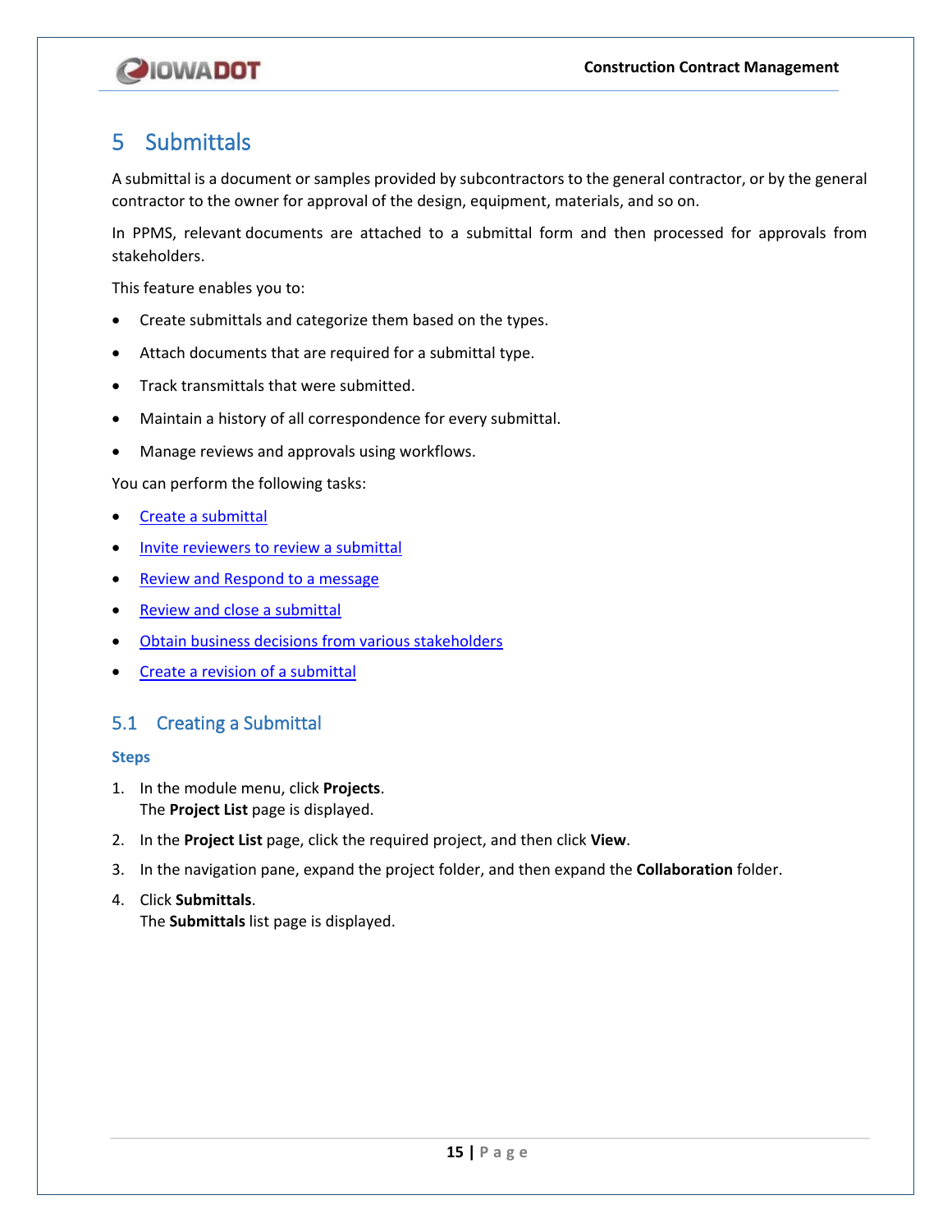# 5 Submittals

A submittal is a document or samples provided by subcontractors to the general contractor, or by the general contractor to the owner for approval of the design, equipment, materials, and so on.

In PPMS, relevant documents are attached to a submittal form and then processed for approvals from stakeholders.

This feature enables you to:

- Create submittals and categorize them based on the types.
- Attach documents that are required for a submittal type.
- Track transmittals that were submitted.
- Maintain a history of all correspondence for every submittal.
- Manage reviews and approvals using workflows.

You can perform the following tasks:

- Create a submittal
- Invite reviewers to review a submittal
- Review and Respond to a message
- Review and close a submittal
- Obtain business decisions from various stakeholders
- Create a revision of a submittal

## 5.1 Creating a Submittal

### Steps

1. In the module menu, click **Projects**.
   The **Project List** page is displayed.
2. In the **Project List** page, click the required project, and then click **View**.
3. In the navigation pane, expand the project folder, and then expand the **Collaboration** folder.
4. Click **Submittals**.
   The **Submittals** list page is displayed.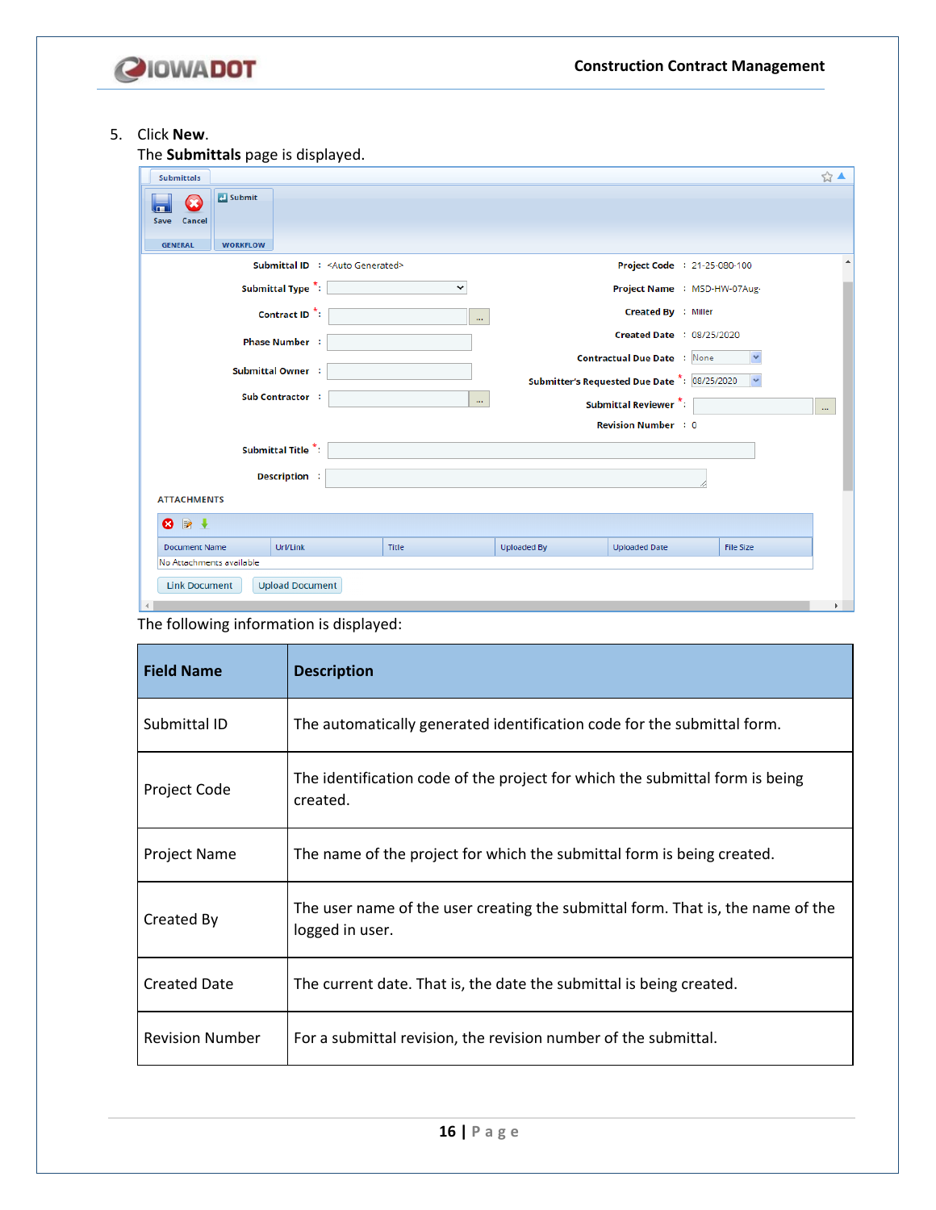5. Click **New**.
   The **Submittals** page is displayed.

   The following information is displayed:

| Field Name | Description |
| --- | --- |
| Submittal ID | The automatically generated identification code for the submittal form. |
| Project Code | The identification code of the project for which the submittal form is being created. |
| Project Name | The name of the project for which the submittal form is being created. |
| Created By | The user name of the user creating the submittal form. That is, the name of the logged in user. |
| Created Date | The current date. That is, the date the submittal is being created. |
| Revision Number | For a submittal revision, the revision number of the submittal. |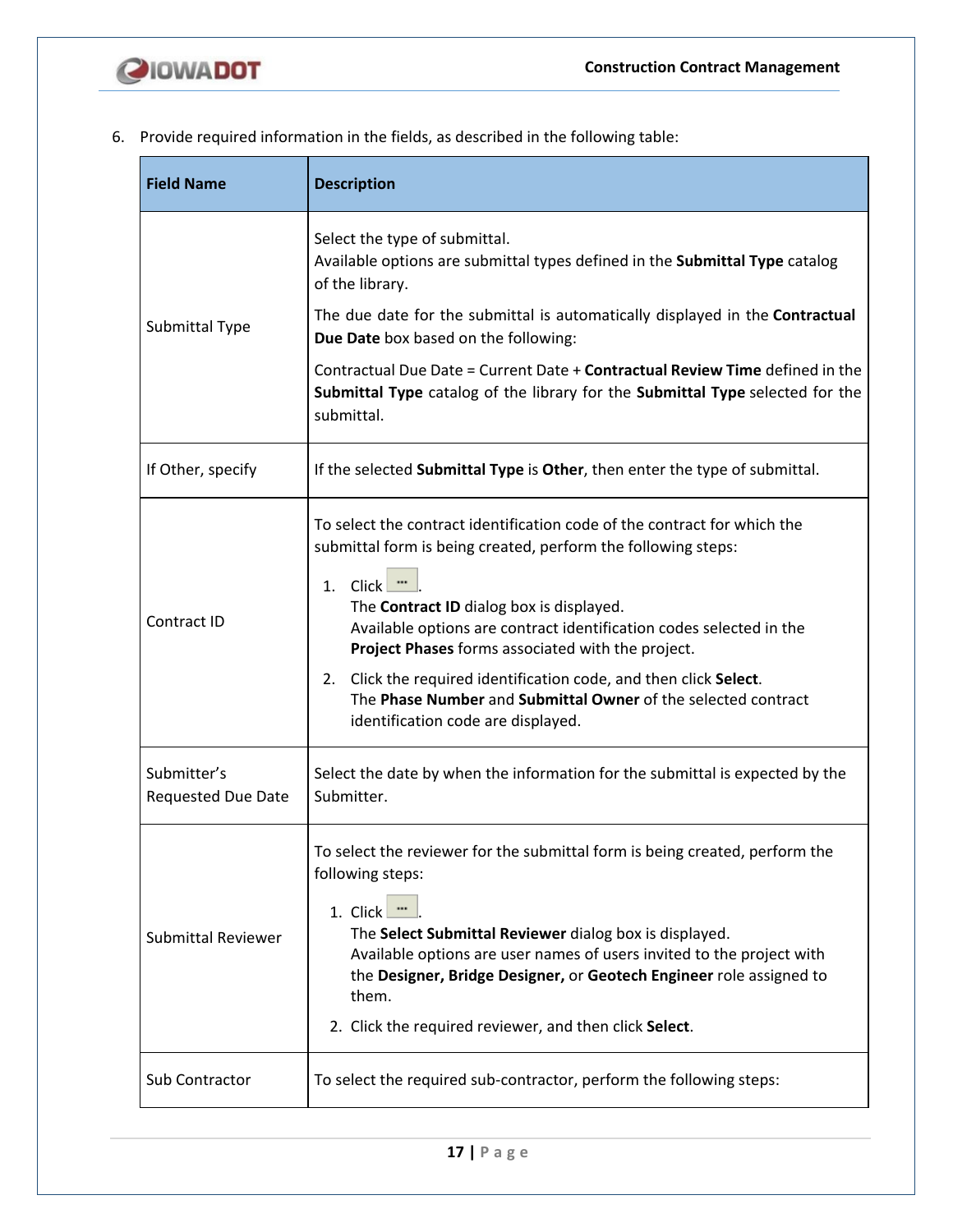6. Provide required information in the fields, as described in the following table:

| Field Name | Description |
|---|---|
| Submittal Type | Select the type of submittal.<br>Available options are submittal types defined in the **Submittal Type** catalog of the library.<br><br>The due date for the submittal is automatically displayed in the **Contractual Due Date** box based on the following:<br><br>Contractual Due Date = Current Date + **Contractual Review Time** defined in the **Submittal Type** catalog of the library for the **Submittal Type** selected for the submittal. |
| If Other, specify | If the selected **Submittal Type** is **Other**, then enter the type of submittal. |
| Contract ID | To select the contract identification code of the contract for which the submittal form is being created, perform the following steps:<br><br>1. Click ... .<br>The **Contract ID** dialog box is displayed.<br>Available options are contract identification codes selected in the **Project Phases** forms associated with the project.<br>2. Click the required identification code, and then click **Select**.<br>The **Phase Number** and **Submittal Owner** of the selected contract identification code are displayed. |
| Submitter's Requested Due Date | Select the date by when the information for the submittal is expected by the Submitter. |
| Submittal Reviewer | To select the reviewer for the submittal form is being created, perform the following steps:<br><br>1. Click ... .<br>The **Select Submittal Reviewer** dialog box is displayed.<br>Available options are user names of users invited to the project with the **Designer, Bridge Designer,** or **Geotech Engineer** role assigned to them.<br>2. Click the required reviewer, and then click **Select**. |
| Sub Contractor | To select the required sub-contractor, perform the following steps: |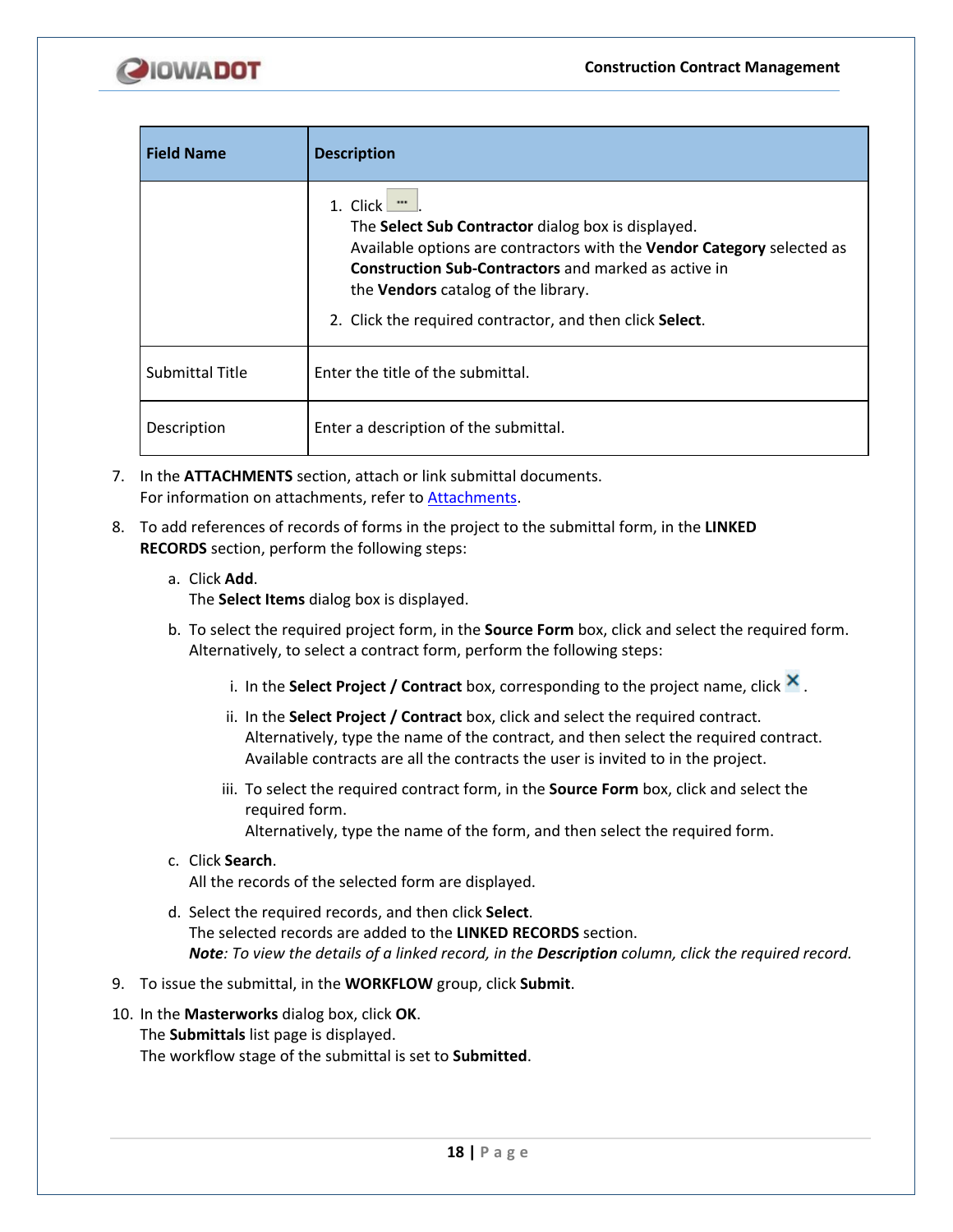| Field Name | Description |
|---|---|
| | 1. Click ... .<br>The **Select Sub Contractor** dialog box is displayed.<br>Available options are contractors with the **Vendor Category** selected as **Construction Sub-Contractors** and marked as active in the **Vendors** catalog of the library.<br>2. Click the required contractor, and then click **Select**. |
| Submittal Title | Enter the title of the submittal. |
| Description | Enter a description of the submittal. |

7. In the **ATTACHMENTS** section, attach or link submittal documents.
   For information on attachments, refer to Attachments.
8. To add references of records of forms in the project to the submittal form, in the **LINKED RECORDS** section, perform the following steps:
   a. Click **Add**.
      The **Select Items** dialog box is displayed.
   b. To select the required project form, in the **Source Form** box, click and select the required form.
      Alternatively, to select a contract form, perform the following steps:
      i. In the **Select Project / Contract** box, corresponding to the project name, click ✕.
      ii. In the **Select Project / Contract** box, click and select the required contract.
          Alternatively, type the name of the contract, and then select the required contract.
          Available contracts are all the contracts the user is invited to in the project.
      iii. To select the required contract form, in the **Source Form** box, click and select the required form.
           Alternatively, type the name of the form, and then select the required form.
   c. Click **Search**.
      All the records of the selected form are displayed.
   d. Select the required records, and then click **Select**.
      The selected records are added to the **LINKED RECORDS** section.
      ***Note**: To view the details of a linked record, in the **Description** column, click the required record.*
9. To issue the submittal, in the **WORKFLOW** group, click **Submit**.
10. In the **Masterworks** dialog box, click **OK**.
    The **Submittals** list page is displayed.
    The workflow stage of the submittal is set to **Submitted**.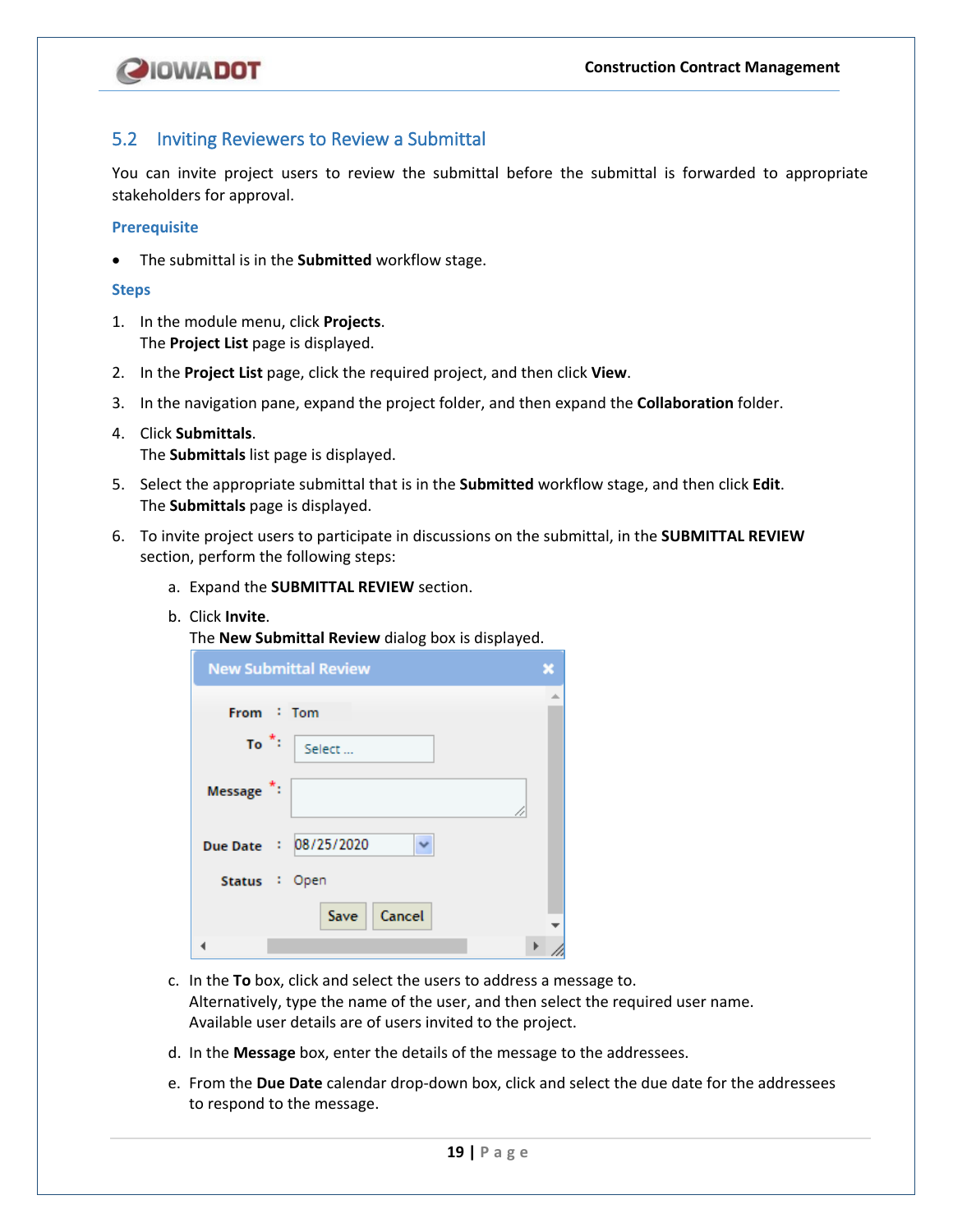## 5.2 Inviting Reviewers to Review a Submittal

You can invite project users to review the submittal before the submittal is forwarded to appropriate stakeholders for approval.

### Prerequisite

- The submittal is in the **Submitted** workflow stage.

### Steps

1. In the module menu, click **Projects**.
   The **Project List** page is displayed.
2. In the **Project List** page, click the required project, and then click **View**.
3. In the navigation pane, expand the project folder, and then expand the **Collaboration** folder.
4. Click **Submittals**.
   The **Submittals** list page is displayed.
5. Select the appropriate submittal that is in the **Submitted** workflow stage, and then click **Edit**.
   The **Submittals** page is displayed.
6. To invite project users to participate in discussions on the submittal, in the **SUBMITTAL REVIEW** section, perform the following steps:
   a. Expand the **SUBMITTAL REVIEW** section.
   b. Click **Invite**.
      The **New Submittal Review** dialog box is displayed.
   c. In the **To** box, click and select the users to address a message to.
      Alternatively, type the name of the user, and then select the required user name.
      Available user details are of users invited to the project.
   d. In the **Message** box, enter the details of the message to the addressees.
   e. From the **Due Date** calendar drop-down box, click and select the due date for the addressees to respond to the message.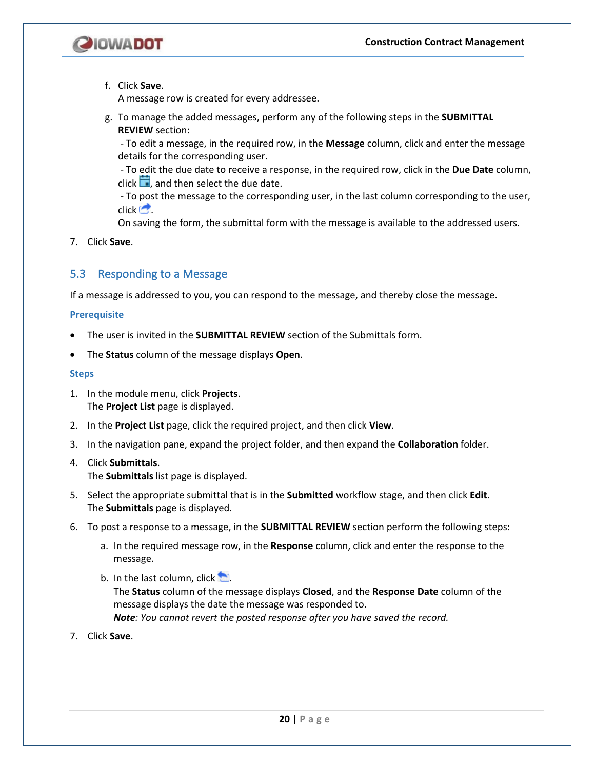f. Click **Save**.
   A message row is created for every addressee.

g. To manage the added messages, perform any of the following steps in the **SUBMITTAL REVIEW** section:
   - To edit a message, in the required row, in the **Message** column, click and enter the message details for the corresponding user.
   - To edit the due date to receive a response, in the required row, click in the **Due Date** column, click , and then select the due date.
   - To post the message to the corresponding user, in the last column corresponding to the user, click .

   On saving the form, the submittal form with the message is available to the addressed users.

7. Click **Save**.

## 5.3 Responding to a Message

If a message is addressed to you, you can respond to the message, and thereby close the message.

### Prerequisite

- The user is invited in the **SUBMITTAL REVIEW** section of the Submittals form.
- The **Status** column of the message displays **Open**.

### Steps

1. In the module menu, click **Projects**.
   The **Project List** page is displayed.
2. In the **Project List** page, click the required project, and then click **View**.
3. In the navigation pane, expand the project folder, and then expand the **Collaboration** folder.
4. Click **Submittals**.
   The **Submittals** list page is displayed.
5. Select the appropriate submittal that is in the **Submitted** workflow stage, and then click **Edit**.
   The **Submittals** page is displayed.
6. To post a response to a message, in the **SUBMITTAL REVIEW** section perform the following steps:
   a. In the required message row, in the **Response** column, click and enter the response to the message.
   b. In the last column, click .
      The **Status** column of the message displays **Closed**, and the **Response Date** column of the message displays the date the message was responded to.
      ***Note**: You cannot revert the posted response after you have saved the record.*
7. Click **Save**.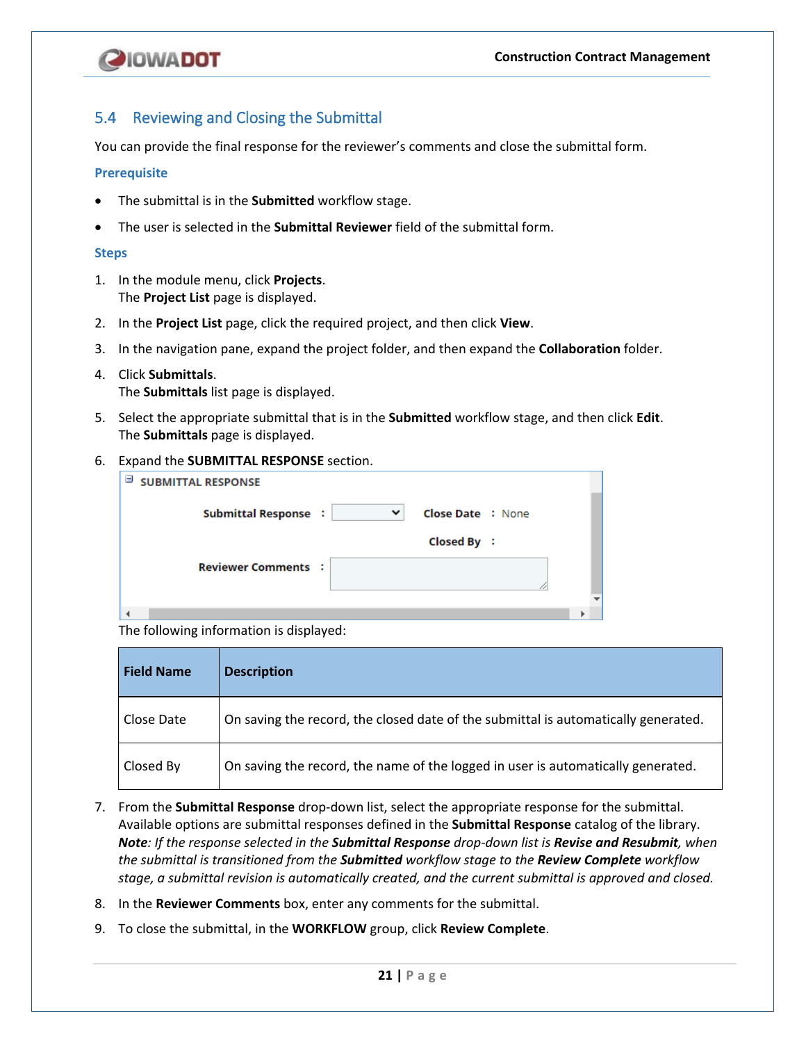## 5.4 Reviewing and Closing the Submittal

You can provide the final response for the reviewer's comments and close the submittal form.

### Prerequisite

- The submittal is in the **Submitted** workflow stage.
- The user is selected in the **Submittal Reviewer** field of the submittal form.

### Steps

1. In the module menu, click **Projects**.
   The **Project List** page is displayed.
2. In the **Project List** page, click the required project, and then click **View**.
3. In the navigation pane, expand the project folder, and then expand the **Collaboration** folder.
4. Click **Submittals**.
   The **Submittals** list page is displayed.
5. Select the appropriate submittal that is in the **Submitted** workflow stage, and then click **Edit**.
   The **Submittals** page is displayed.
6. Expand the **SUBMITTAL RESPONSE** section.

   SUBMITTAL RESPONSE

   Submittal Response : [ ] Close Date : None

   Closed By :

   Reviewer Comments : [ ]

   The following information is displayed:

   | Field Name | Description |
   |---|---|
   | Close Date | On saving the record, the closed date of the submittal is automatically generated. |
   | Closed By | On saving the record, the name of the logged in user is automatically generated. |

7. From the **Submittal Response** drop-down list, select the appropriate response for the submittal. Available options are submittal responses defined in the **Submittal Response** catalog of the library.
   ***Note***: *If the response selected in the **Submittal Response** drop-down list is **Revise and Resubmit**, when the submittal is transitioned from the **Submitted** workflow stage to the **Review Complete** workflow stage, a submittal revision is automatically created, and the current submittal is approved and closed.*
8. In the **Reviewer Comments** box, enter any comments for the submittal.
9. To close the submittal, in the **WORKFLOW** group, click **Review Complete**.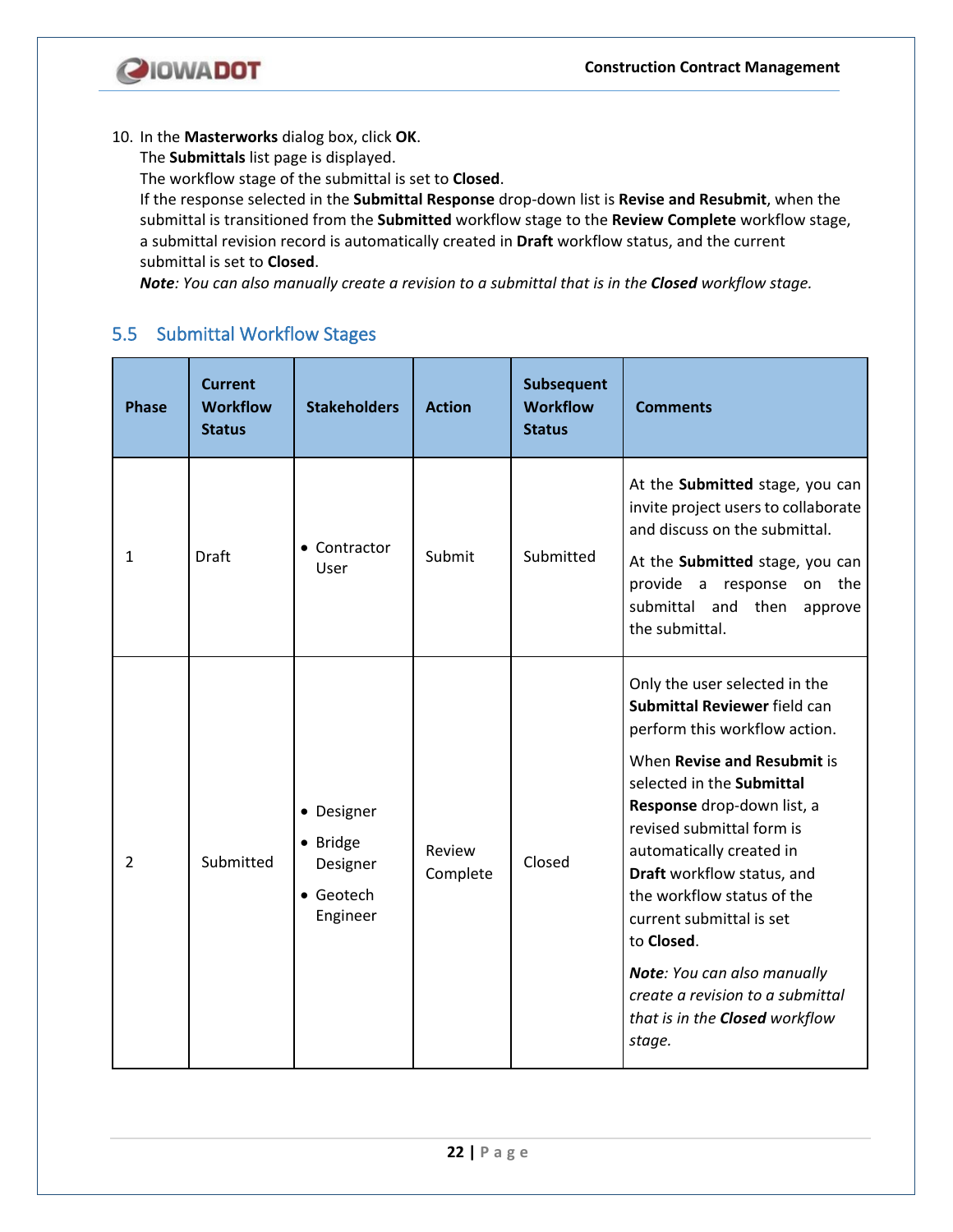10. In the **Masterworks** dialog box, click **OK**.
    The **Submittals** list page is displayed.
    The workflow stage of the submittal is set to **Closed**.
    If the response selected in the **Submittal Response** drop-down list is **Revise and Resubmit**, when the submittal is transitioned from the **Submitted** workflow stage to the **Review Complete** workflow stage, a submittal revision record is automatically created in **Draft** workflow status, and the current submittal is set to **Closed**.
    ***Note****: You can also manually create a revision to a submittal that is in the* ***Closed*** *workflow stage.*

## 5.5 Submittal Workflow Stages

| Phase | Current Workflow Status | Stakeholders | Action | Subsequent Workflow Status | Comments |
|---|---|---|---|---|---|
| 1 | Draft | • Contractor User | Submit | Submitted | At the **Submitted** stage, you can invite project users to collaborate and discuss on the submittal.<br><br>At the **Submitted** stage, you can provide a response on the submittal and then approve the submittal. |
| 2 | Submitted | • Designer<br>• Bridge Designer<br>• Geotech Engineer | Review Complete | Closed | Only the user selected in the **Submittal Reviewer** field can perform this workflow action.<br><br>When **Revise and Resubmit** is selected in the **Submittal Response** drop-down list, a revised submittal form is automatically created in **Draft** workflow status, and the workflow status of the current submittal is set to **Closed**.<br><br>***Note****: You can also manually create a revision to a submittal that is in the* ***Closed*** *workflow stage.* |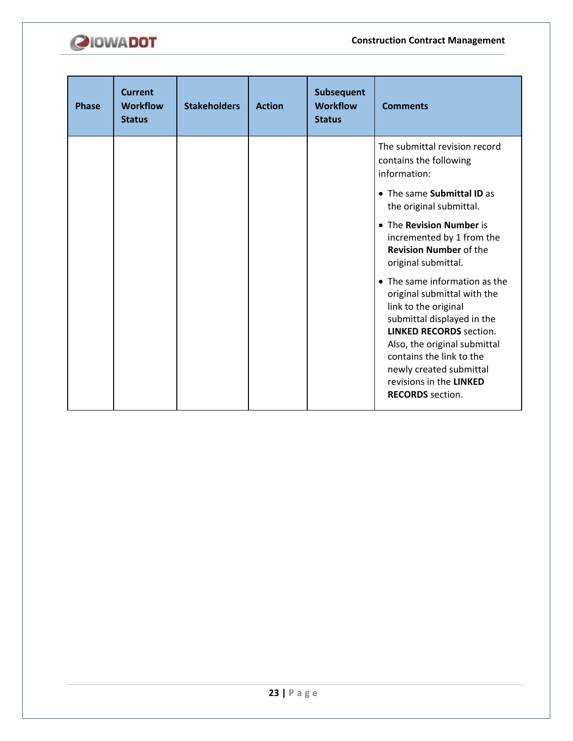| Phase | Current Workflow Status | Stakeholders | Action | Subsequent Workflow Status | Comments |
|---|---|---|---|---|---|
| | | | | | The submittal revision record contains the following information:<br>• The same **Submittal ID** as the original submittal.<br>• The **Revision Number** is incremented by 1 from the **Revision Number** of the original submittal.<br>• The same information as the original submittal with the link to the original submittal displayed in the **LINKED RECORDS** section. Also, the original submittal contains the link to the newly created submittal revisions in the **LINKED RECORDS** section. |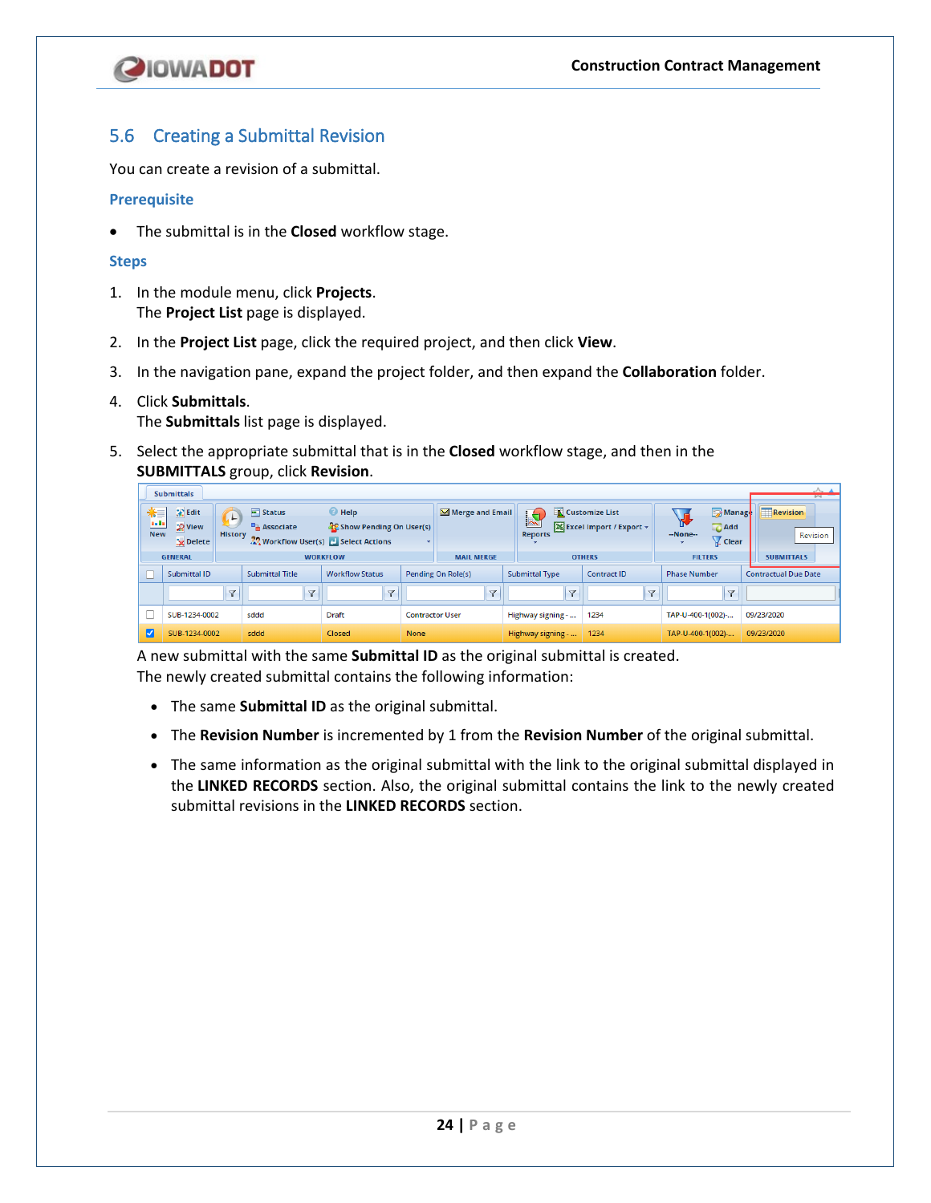## 5.6 Creating a Submittal Revision

You can create a revision of a submittal.

### Prerequisite

- The submittal is in the **Closed** workflow stage.

### Steps

1. In the module menu, click **Projects**.
   The **Project List** page is displayed.
2. In the **Project List** page, click the required project, and then click **View**.
3. In the navigation pane, expand the project folder, and then expand the **Collaboration** folder.
4. Click **Submittals**.
   The **Submittals** list page is displayed.
5. Select the appropriate submittal that is in the **Closed** workflow stage, and then in the **SUBMITTALS** group, click **Revision**.

   A new submittal with the same **Submittal ID** as the original submittal is created.
   The newly created submittal contains the following information:

   - The same **Submittal ID** as the original submittal.
   - The **Revision Number** is incremented by 1 from the **Revision Number** of the original submittal.
   - The same information as the original submittal with the link to the original submittal displayed in the **LINKED RECORDS** section. Also, the original submittal contains the link to the newly created submittal revisions in the **LINKED RECORDS** section.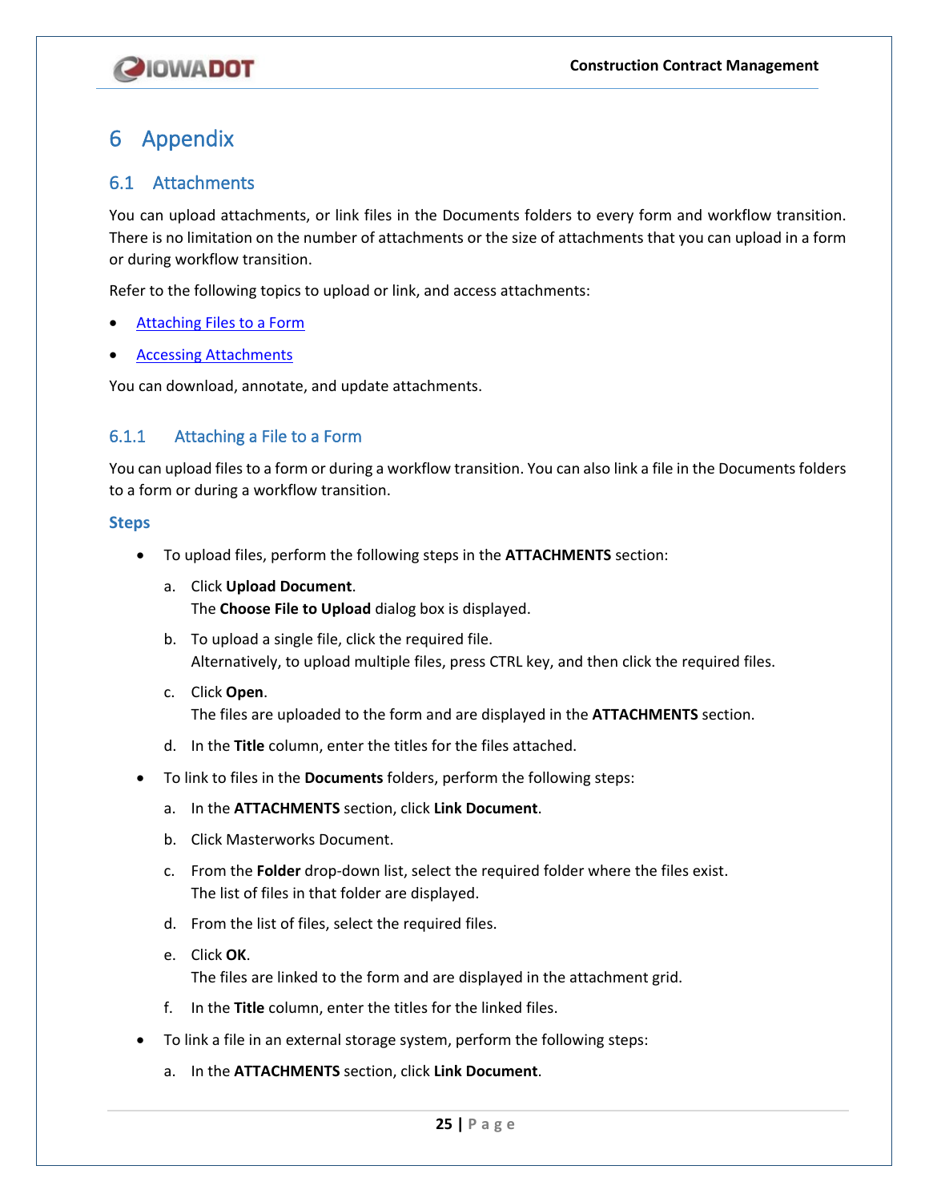# 6 Appendix

## 6.1 Attachments

You can upload attachments, or link files in the Documents folders to every form and workflow transition. There is no limitation on the number of attachments or the size of attachments that you can upload in a form or during workflow transition.

Refer to the following topics to upload or link, and access attachments:

- Attaching Files to a Form
- Accessing Attachments

You can download, annotate, and update attachments.

### 6.1.1 Attaching a File to a Form

You can upload files to a form or during a workflow transition. You can also link a file in the Documents folders to a form or during a workflow transition.

**Steps**

- To upload files, perform the following steps in the **ATTACHMENTS** section:
  a. Click **Upload Document**.
     The **Choose File to Upload** dialog box is displayed.
  b. To upload a single file, click the required file.
     Alternatively, to upload multiple files, press CTRL key, and then click the required files.
  c. Click **Open**.
     The files are uploaded to the form and are displayed in the **ATTACHMENTS** section.
  d. In the **Title** column, enter the titles for the files attached.
- To link to files in the **Documents** folders, perform the following steps:
  a. In the **ATTACHMENTS** section, click **Link Document**.
  b. Click Masterworks Document.
  c. From the **Folder** drop-down list, select the required folder where the files exist.
     The list of files in that folder are displayed.
  d. From the list of files, select the required files.
  e. Click **OK**.
     The files are linked to the form and are displayed in the attachment grid.
  f. In the **Title** column, enter the titles for the linked files.
- To link a file in an external storage system, perform the following steps:
  a. In the **ATTACHMENTS** section, click **Link Document**.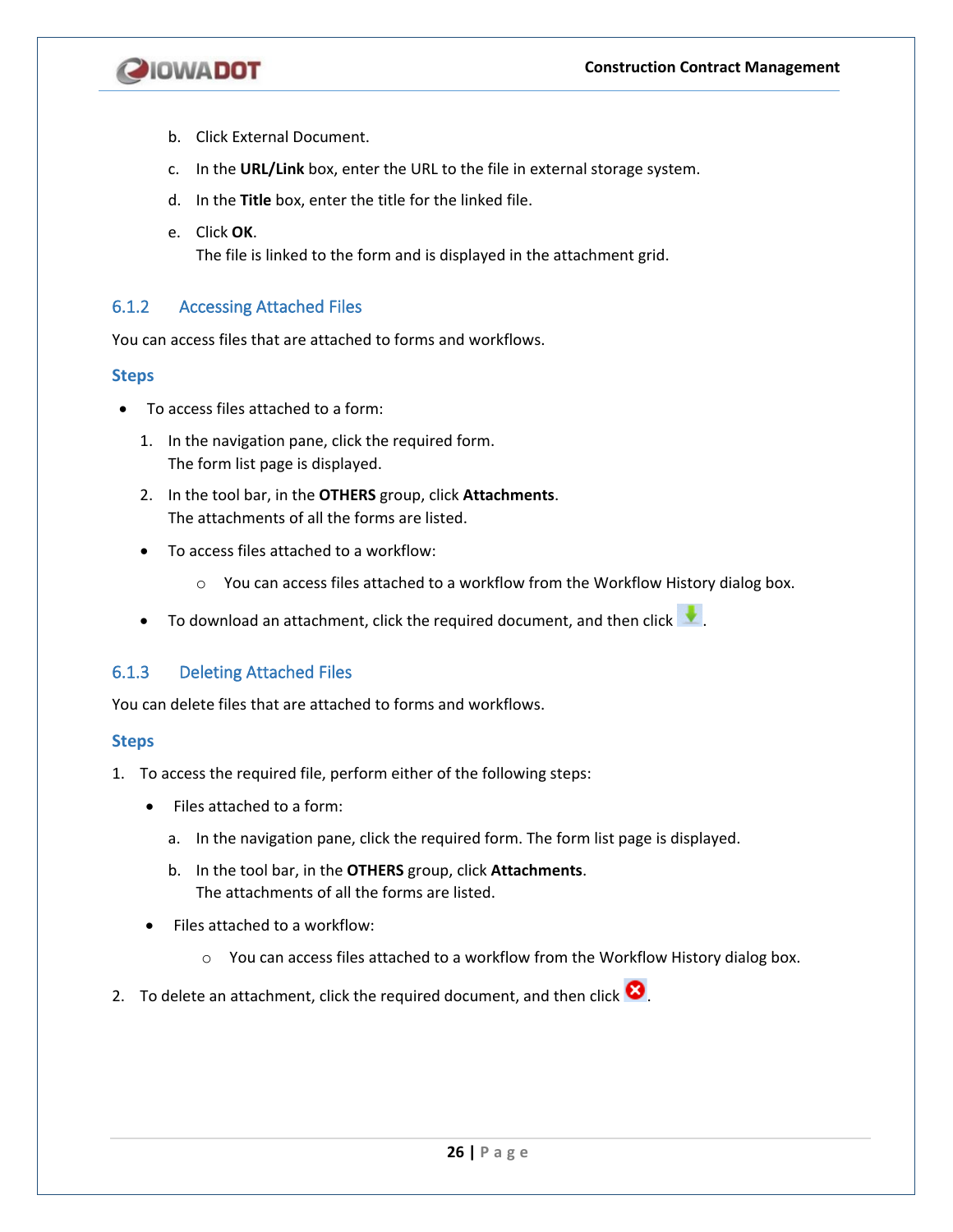b. Click External Document.

c. In the **URL/Link** box, enter the URL to the file in external storage system.

d. In the **Title** box, enter the title for the linked file.

e. Click **OK**.
   The file is linked to the form and is displayed in the attachment grid.

### 6.1.2 Accessing Attached Files

You can access files that are attached to forms and workflows.

#### Steps

- To access files attached to a form:

1. In the navigation pane, click the required form.
   The form list page is displayed.
2. In the tool bar, in the **OTHERS** group, click **Attachments**.
   The attachments of all the forms are listed.

- To access files attached to a workflow:
  - You can access files attached to a workflow from the Workflow History dialog box.
- To download an attachment, click the required document, and then click .

### 6.1.3 Deleting Attached Files

You can delete files that are attached to forms and workflows.

#### Steps

1. To access the required file, perform either of the following steps:
   - Files attached to a form:
     a. In the navigation pane, click the required form. The form list page is displayed.
     b. In the tool bar, in the **OTHERS** group, click **Attachments**.
        The attachments of all the forms are listed.
   - Files attached to a workflow:
     - You can access files attached to a workflow from the Workflow History dialog box.
2. To delete an attachment, click the required document, and then click .